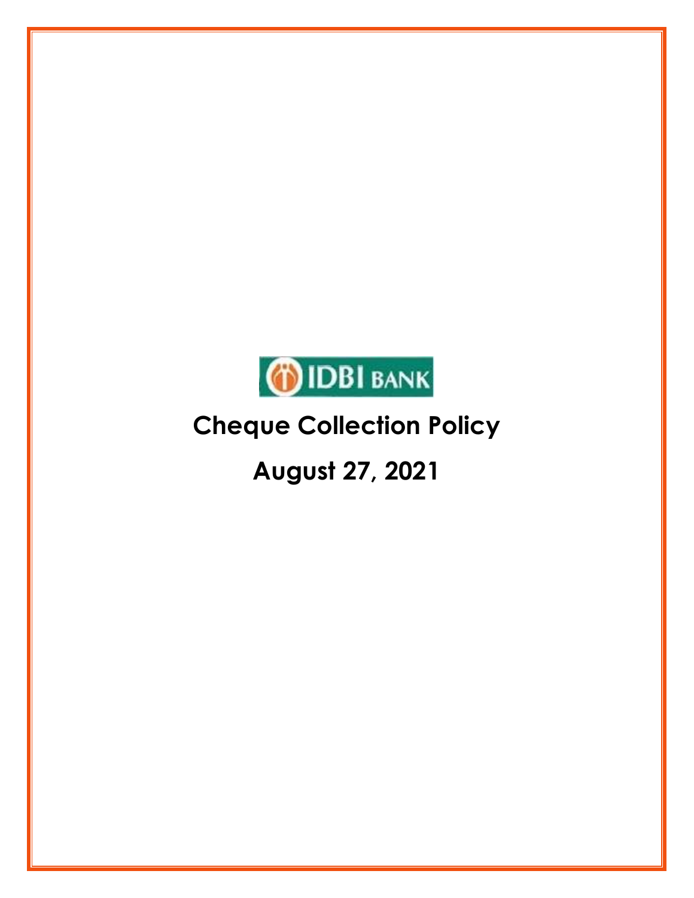IDBI BANK

# Cheque Collection Policy

# August 27, 2021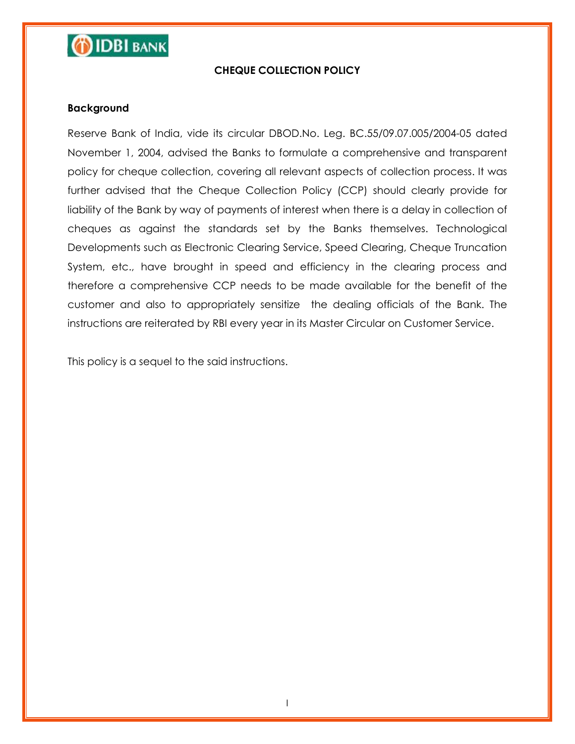## CHEQUE COLLECTION POLICY

### Background

Reserve Bank of India, vide its circular DBOD.No. Leg. BC.55/09.07.005/2004-05 dated November 1, 2004, advised the Banks to formulate a comprehensive and transparent policy for cheque collection, covering all relevant aspects of collection process. It was further advised that the Cheque Collection Policy (CCP) should clearly provide for liability of the Bank by way of payments of interest when there is a delay in collection of cheques as against the standards set by the Banks themselves. Technological Developments such as Electronic Clearing Service, Speed Clearing, Cheque Truncation System, etc., have brought in speed and efficiency in the clearing process and therefore a comprehensive CCP needs to be made available for the benefit of the customer and also to appropriately sensitize the dealing officials of the Bank. The instructions are reiterated by RBI every year in its Master Circular on Customer Service.

This policy is a sequel to the said instructions.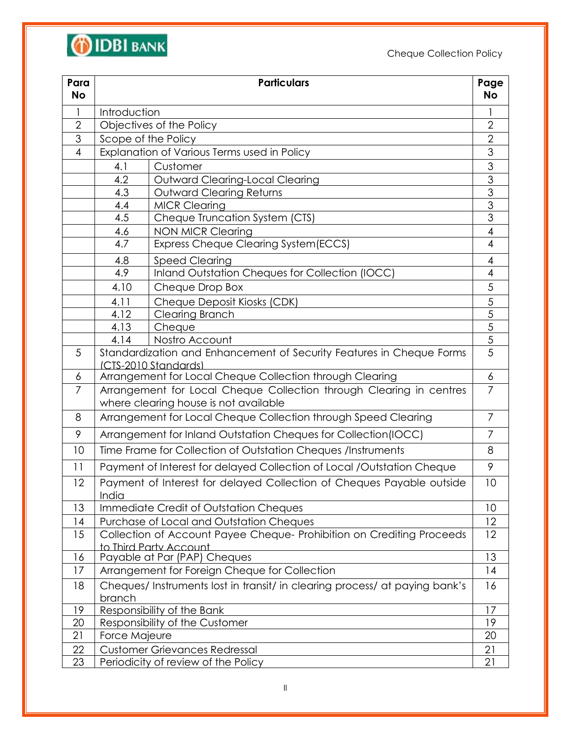| Para No | Particulars | | Page No |
|---|---|---|---|
| 1 | Introduction | | 1 |
| 2 | Objectives of the Policy | | 2 |
| 3 | Scope of the Policy | | 2 |
| 4 | Explanation of Various Terms used in Policy | | 3 |
| | 4.1 | Customer | 3 |
| | 4.2 | Outward Clearing-Local Clearing | 3 |
| | 4.3 | Outward Clearing Returns | 3 |
| | 4.4 | MICR Clearing | 3 |
| | 4.5 | Cheque Truncation System (CTS) | 3 |
| | 4.6 | NON MICR Clearing | 4 |
| | 4.7 | Express Cheque Clearing System(ECCS) | 4 |
| | 4.8 | Speed Clearing | 4 |
| | 4.9 | Inland Outstation Cheques for Collection (IOCC) | 4 |
| | 4.10 | Cheque Drop Box | 5 |
| | 4.11 | Cheque Deposit Kiosks (CDK) | 5 |
| | 4.12 | Clearing Branch | 5 |
| | 4.13 | Cheque | 5 |
| | 4.14 | Nostro Account | 5 |
| 5 | Standardization and Enhancement of Security Features in Cheque Forms (CTS-2010 Standards) | | 5 |
| 6 | Arrangement for Local Cheque Collection through Clearing | | 6 |
| 7 | Arrangement for Local Cheque Collection through Clearing in centres where clearing house is not available | | 7 |
| 8 | Arrangement for Local Cheque Collection through Speed Clearing | | 7 |
| 9 | Arrangement for Inland Outstation Cheques for Collection(IOCC) | | 7 |
| 10 | Time Frame for Collection of Outstation Cheques /Instruments | | 8 |
| 11 | Payment of Interest for delayed Collection of Local /Outstation Cheque | | 9 |
| 12 | Payment of Interest for delayed Collection of Cheques Payable outside India | | 10 |
| 13 | Immediate Credit of Outstation Cheques | | 10 |
| 14 | Purchase of Local and Outstation Cheques | | 12 |
| 15 | Collection of Account Payee Cheque- Prohibition on Crediting Proceeds to Third Party Account | | 12 |
| 16 | Payable at Par (PAP) Cheques | | 13 |
| 17 | Arrangement for Foreign Cheque for Collection | | 14 |
| 18 | Cheques/ Instruments lost in transit/ in clearing process/ at paying bank's branch | | 16 |
| 19 | Responsibility of the Bank | | 17 |
| 20 | Responsibility of the Customer | | 19 |
| 21 | Force Majeure | | 20 |
| 22 | Customer Grievances Redressal | | 21 |
| 23 | Periodicity of review of the Policy | | 21 |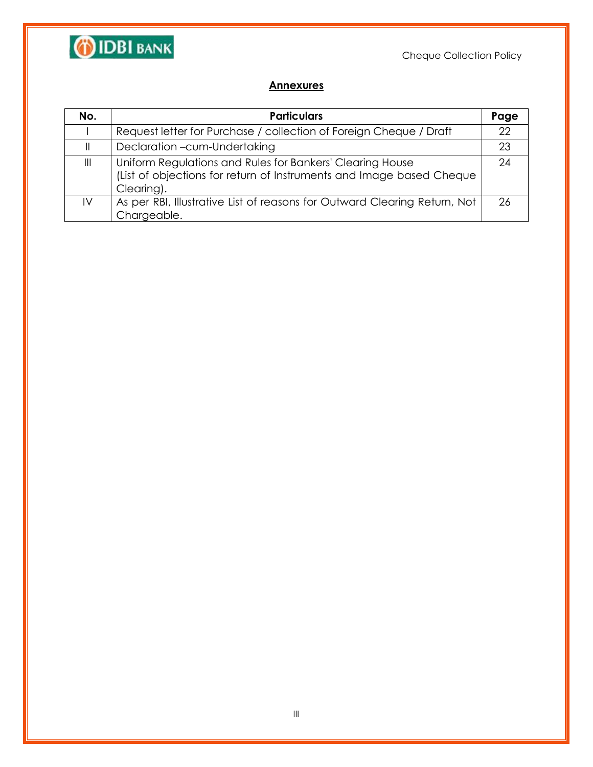## Annexures

| No. | Particulars | Page |
|---|---|---|
| I | Request letter for Purchase / collection of Foreign Cheque / Draft | 22 |
| II | Declaration –cum-Undertaking | 23 |
| III | Uniform Regulations and Rules for Bankers' Clearing House (List of objections for return of Instruments and Image based Cheque Clearing). | 24 |
| IV | As per RBI, Illustrative List of reasons for Outward Clearing Return, Not Chargeable. | 26 |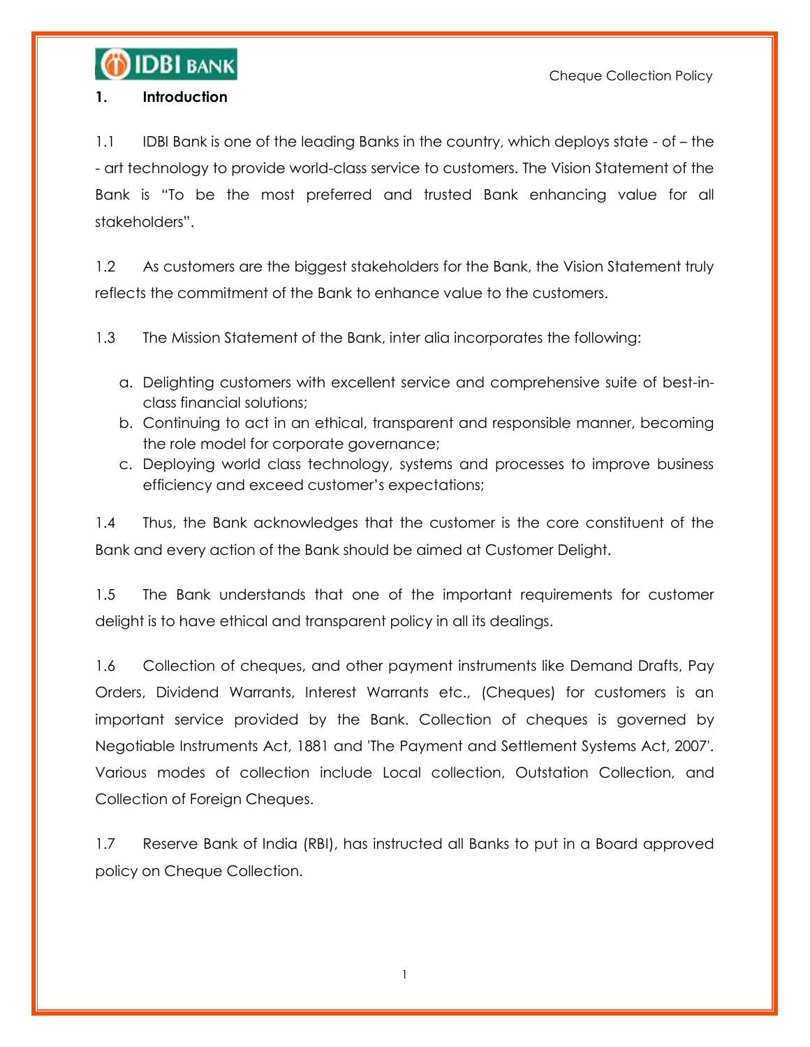## 1. Introduction

1.1 IDBI Bank is one of the leading Banks in the country, which deploys state - of – the - art technology to provide world-class service to customers. The Vision Statement of the Bank is "To be the most preferred and trusted Bank enhancing value for all stakeholders".

1.2 As customers are the biggest stakeholders for the Bank, the Vision Statement truly reflects the commitment of the Bank to enhance value to the customers.

1.3 The Mission Statement of the Bank, inter alia incorporates the following:

a. Delighting customers with excellent service and comprehensive suite of best-in-class financial solutions;
b. Continuing to act in an ethical, transparent and responsible manner, becoming the role model for corporate governance;
c. Deploying world class technology, systems and processes to improve business efficiency and exceed customer's expectations;

1.4 Thus, the Bank acknowledges that the customer is the core constituent of the Bank and every action of the Bank should be aimed at Customer Delight.

1.5 The Bank understands that one of the important requirements for customer delight is to have ethical and transparent policy in all its dealings.

1.6 Collection of cheques, and other payment instruments like Demand Drafts, Pay Orders, Dividend Warrants, Interest Warrants etc., (Cheques) for customers is an important service provided by the Bank. Collection of cheques is governed by Negotiable Instruments Act, 1881 and 'The Payment and Settlement Systems Act, 2007'. Various modes of collection include Local collection, Outstation Collection, and Collection of Foreign Cheques.

1.7 Reserve Bank of India (RBI), has instructed all Banks to put in a Board approved policy on Cheque Collection.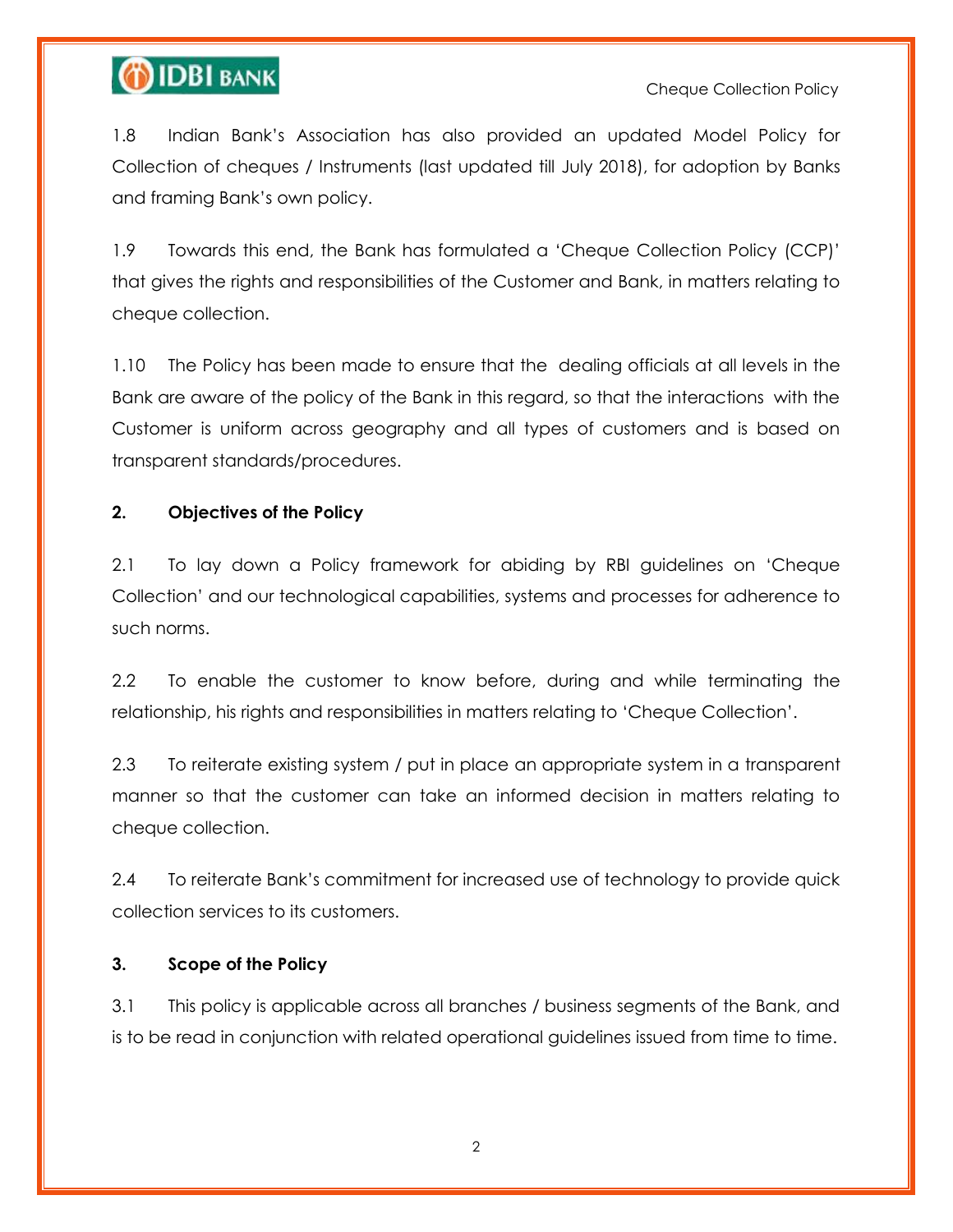1.8 Indian Bank's Association has also provided an updated Model Policy for Collection of cheques / Instruments (last updated till July 2018), for adoption by Banks and framing Bank's own policy.

1.9 Towards this end, the Bank has formulated a 'Cheque Collection Policy (CCP)' that gives the rights and responsibilities of the Customer and Bank, in matters relating to cheque collection.

1.10 The Policy has been made to ensure that the dealing officials at all levels in the Bank are aware of the policy of the Bank in this regard, so that the interactions with the Customer is uniform across geography and all types of customers and is based on transparent standards/procedures.

## 2. Objectives of the Policy

2.1 To lay down a Policy framework for abiding by RBI guidelines on 'Cheque Collection' and our technological capabilities, systems and processes for adherence to such norms.

2.2 To enable the customer to know before, during and while terminating the relationship, his rights and responsibilities in matters relating to 'Cheque Collection'.

2.3 To reiterate existing system / put in place an appropriate system in a transparent manner so that the customer can take an informed decision in matters relating to cheque collection.

2.4 To reiterate Bank's commitment for increased use of technology to provide quick collection services to its customers.

## 3. Scope of the Policy

3.1 This policy is applicable across all branches / business segments of the Bank, and is to be read in conjunction with related operational guidelines issued from time to time.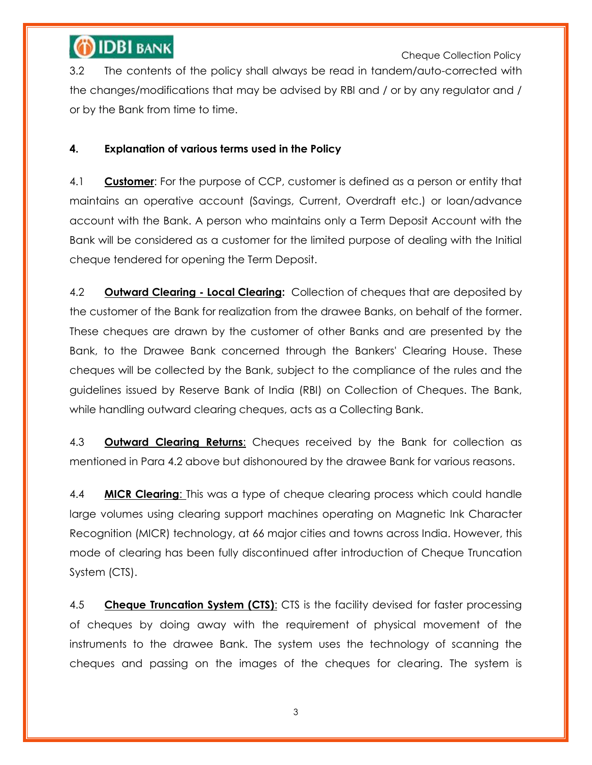3.2 The contents of the policy shall always be read in tandem/auto-corrected with the changes/modifications that may be advised by RBI and / or by any regulator and / or by the Bank from time to time.

## 4. Explanation of various terms used in the Policy

4.1 **Customer**: For the purpose of CCP, customer is defined as a person or entity that maintains an operative account (Savings, Current, Overdraft etc.) or loan/advance account with the Bank. A person who maintains only a Term Deposit Account with the Bank will be considered as a customer for the limited purpose of dealing with the Initial cheque tendered for opening the Term Deposit.

4.2 **Outward Clearing - Local Clearing:** Collection of cheques that are deposited by the customer of the Bank for realization from the drawee Banks, on behalf of the former. These cheques are drawn by the customer of other Banks and are presented by the Bank, to the Drawee Bank concerned through the Bankers' Clearing House. These cheques will be collected by the Bank, subject to the compliance of the rules and the guidelines issued by Reserve Bank of India (RBI) on Collection of Cheques. The Bank, while handling outward clearing cheques, acts as a Collecting Bank.

4.3 **Outward Clearing Returns**: Cheques received by the Bank for collection as mentioned in Para 4.2 above but dishonoured by the drawee Bank for various reasons.

4.4 **MICR Clearing**: This was a type of cheque clearing process which could handle large volumes using clearing support machines operating on Magnetic Ink Character Recognition (MICR) technology, at 66 major cities and towns across India. However, this mode of clearing has been fully discontinued after introduction of Cheque Truncation System (CTS).

4.5 **Cheque Truncation System (CTS)**: CTS is the facility devised for faster processing of cheques by doing away with the requirement of physical movement of the instruments to the drawee Bank. The system uses the technology of scanning the cheques and passing on the images of the cheques for clearing. The system is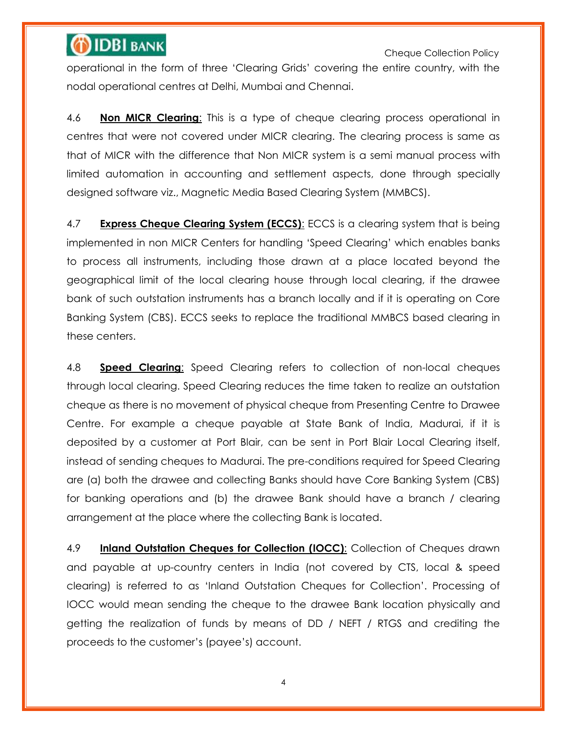operational in the form of three 'Clearing Grids' covering the entire country, with the nodal operational centres at Delhi, Mumbai and Chennai.

4.6 **Non MICR Clearing**: This is a type of cheque clearing process operational in centres that were not covered under MICR clearing. The clearing process is same as that of MICR with the difference that Non MICR system is a semi manual process with limited automation in accounting and settlement aspects, done through specially designed software viz., Magnetic Media Based Clearing System (MMBCS).

4.7 **Express Cheque Clearing System (ECCS)**: ECCS is a clearing system that is being implemented in non MICR Centers for handling 'Speed Clearing' which enables banks to process all instruments, including those drawn at a place located beyond the geographical limit of the local clearing house through local clearing, if the drawee bank of such outstation instruments has a branch locally and if it is operating on Core Banking System (CBS). ECCS seeks to replace the traditional MMBCS based clearing in these centers.

4.8 **Speed Clearing**: Speed Clearing refers to collection of non-local cheques through local clearing. Speed Clearing reduces the time taken to realize an outstation cheque as there is no movement of physical cheque from Presenting Centre to Drawee Centre. For example a cheque payable at State Bank of India, Madurai, if it is deposited by a customer at Port Blair, can be sent in Port Blair Local Clearing itself, instead of sending cheques to Madurai. The pre-conditions required for Speed Clearing are (a) both the drawee and collecting Banks should have Core Banking System (CBS) for banking operations and (b) the drawee Bank should have a branch / clearing arrangement at the place where the collecting Bank is located.

4.9 **Inland Outstation Cheques for Collection (IOCC)**: Collection of Cheques drawn and payable at up-country centers in India (not covered by CTS, local & speed clearing) is referred to as 'Inland Outstation Cheques for Collection'. Processing of IOCC would mean sending the cheque to the drawee Bank location physically and getting the realization of funds by means of DD / NEFT / RTGS and crediting the proceeds to the customer's (payee's) account.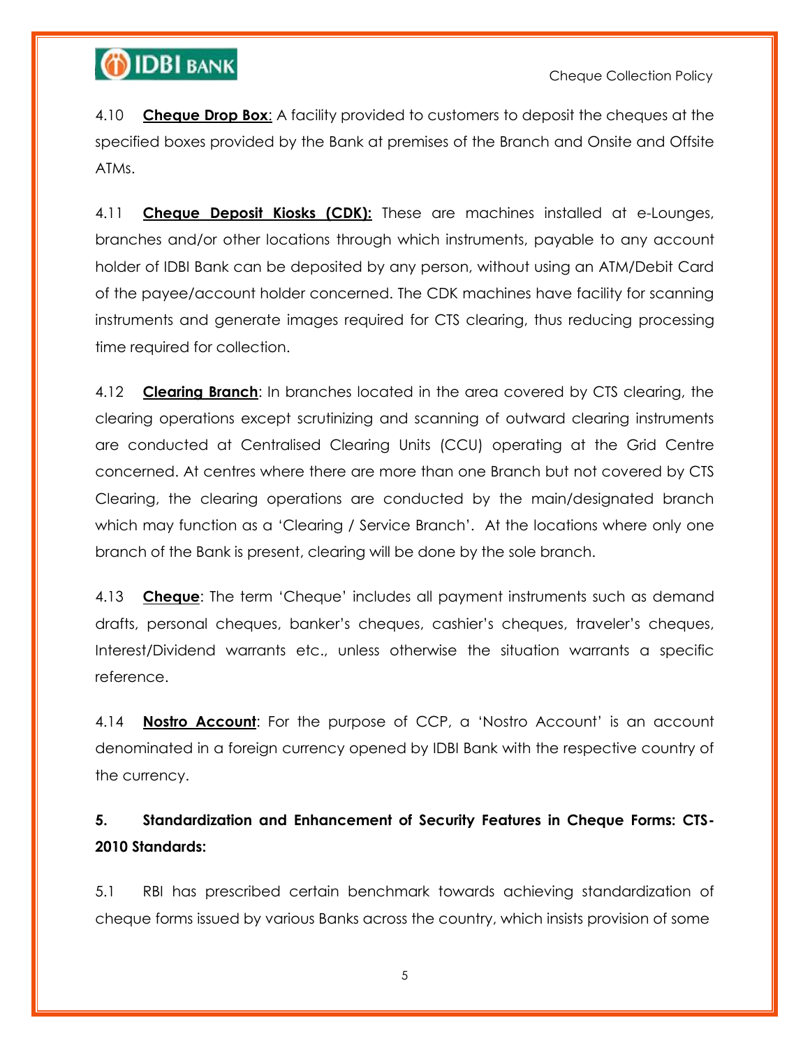4.10 **Cheque Drop Box**: A facility provided to customers to deposit the cheques at the specified boxes provided by the Bank at premises of the Branch and Onsite and Offsite ATMs.

4.11 **Cheque Deposit Kiosks (CDK):** These are machines installed at e-Lounges, branches and/or other locations through which instruments, payable to any account holder of IDBI Bank can be deposited by any person, without using an ATM/Debit Card of the payee/account holder concerned. The CDK machines have facility for scanning instruments and generate images required for CTS clearing, thus reducing processing time required for collection.

4.12 **Clearing Branch**: In branches located in the area covered by CTS clearing, the clearing operations except scrutinizing and scanning of outward clearing instruments are conducted at Centralised Clearing Units (CCU) operating at the Grid Centre concerned. At centres where there are more than one Branch but not covered by CTS Clearing, the clearing operations are conducted by the main/designated branch which may function as a 'Clearing / Service Branch'. At the locations where only one branch of the Bank is present, clearing will be done by the sole branch.

4.13 **Cheque**: The term 'Cheque' includes all payment instruments such as demand drafts, personal cheques, banker's cheques, cashier's cheques, traveler's cheques, Interest/Dividend warrants etc., unless otherwise the situation warrants a specific reference.

4.14 **Nostro Account**: For the purpose of CCP, a 'Nostro Account' is an account denominated in a foreign currency opened by IDBI Bank with the respective country of the currency.

## 5. Standardization and Enhancement of Security Features in Cheque Forms: CTS-2010 Standards:

5.1 RBI has prescribed certain benchmark towards achieving standardization of cheque forms issued by various Banks across the country, which insists provision of some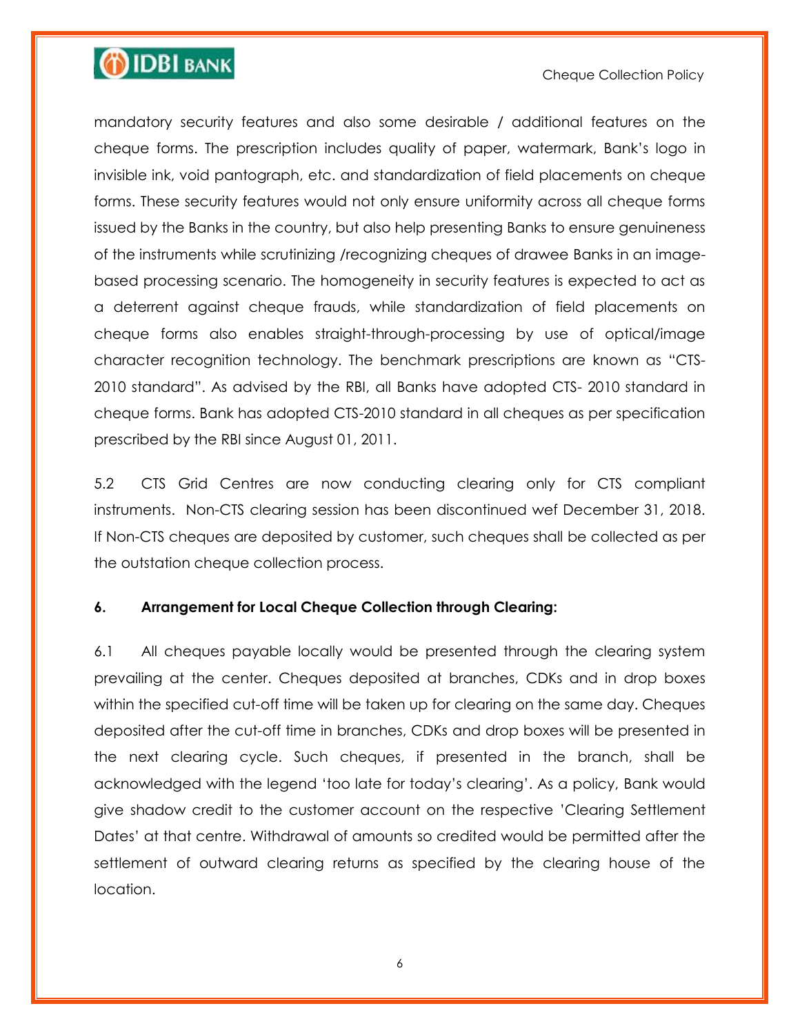mandatory security features and also some desirable / additional features on the cheque forms. The prescription includes quality of paper, watermark, Bank's logo in invisible ink, void pantograph, etc. and standardization of field placements on cheque forms. These security features would not only ensure uniformity across all cheque forms issued by the Banks in the country, but also help presenting Banks to ensure genuineness of the instruments while scrutinizing /recognizing cheques of drawee Banks in an image-based processing scenario. The homogeneity in security features is expected to act as a deterrent against cheque frauds, while standardization of field placements on cheque forms also enables straight-through-processing by use of optical/image character recognition technology. The benchmark prescriptions are known as "CTS-2010 standard". As advised by the RBI, all Banks have adopted CTS- 2010 standard in cheque forms. Bank has adopted CTS-2010 standard in all cheques as per specification prescribed by the RBI since August 01, 2011.

5.2 CTS Grid Centres are now conducting clearing only for CTS compliant instruments. Non-CTS clearing session has been discontinued wef December 31, 2018. If Non-CTS cheques are deposited by customer, such cheques shall be collected as per the outstation cheque collection process.

**6. Arrangement for Local Cheque Collection through Clearing:**

6.1 All cheques payable locally would be presented through the clearing system prevailing at the center. Cheques deposited at branches, CDKs and in drop boxes within the specified cut-off time will be taken up for clearing on the same day. Cheques deposited after the cut-off time in branches, CDKs and drop boxes will be presented in the next clearing cycle. Such cheques, if presented in the branch, shall be acknowledged with the legend 'too late for today's clearing'. As a policy, Bank would give shadow credit to the customer account on the respective 'Clearing Settlement Dates' at that centre. Withdrawal of amounts so credited would be permitted after the settlement of outward clearing returns as specified by the clearing house of the location.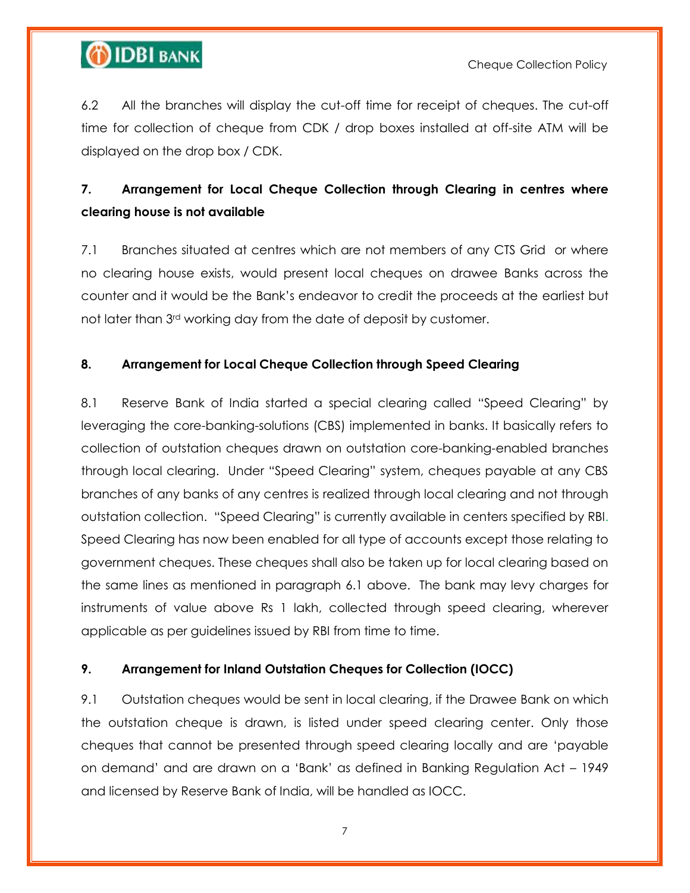6.2 All the branches will display the cut-off time for receipt of cheques. The cut-off time for collection of cheque from CDK / drop boxes installed at off-site ATM will be displayed on the drop box / CDK.

## 7. Arrangement for Local Cheque Collection through Clearing in centres where clearing house is not available

7.1 Branches situated at centres which are not members of any CTS Grid or where no clearing house exists, would present local cheques on drawee Banks across the counter and it would be the Bank's endeavor to credit the proceeds at the earliest but not later than 3rd working day from the date of deposit by customer.

## 8. Arrangement for Local Cheque Collection through Speed Clearing

8.1 Reserve Bank of India started a special clearing called "Speed Clearing" by leveraging the core-banking-solutions (CBS) implemented in banks. It basically refers to collection of outstation cheques drawn on outstation core-banking-enabled branches through local clearing. Under "Speed Clearing" system, cheques payable at any CBS branches of any banks of any centres is realized through local clearing and not through outstation collection. "Speed Clearing" is currently available in centers specified by RBI. Speed Clearing has now been enabled for all type of accounts except those relating to government cheques. These cheques shall also be taken up for local clearing based on the same lines as mentioned in paragraph 6.1 above. The bank may levy charges for instruments of value above Rs 1 lakh, collected through speed clearing, wherever applicable as per guidelines issued by RBI from time to time.

## 9. Arrangement for Inland Outstation Cheques for Collection (IOCC)

9.1 Outstation cheques would be sent in local clearing, if the Drawee Bank on which the outstation cheque is drawn, is listed under speed clearing center. Only those cheques that cannot be presented through speed clearing locally and are 'payable on demand' and are drawn on a 'Bank' as defined in Banking Regulation Act – 1949 and licensed by Reserve Bank of India, will be handled as IOCC.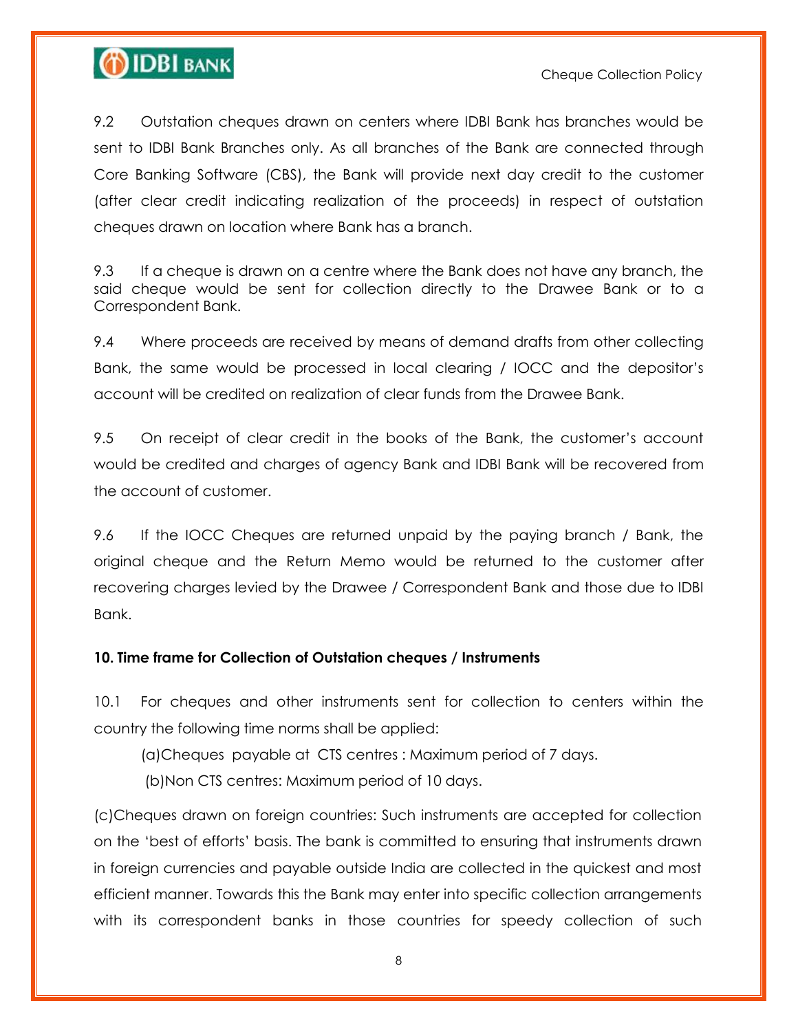9.2 Outstation cheques drawn on centers where IDBI Bank has branches would be sent to IDBI Bank Branches only. As all branches of the Bank are connected through Core Banking Software (CBS), the Bank will provide next day credit to the customer (after clear credit indicating realization of the proceeds) in respect of outstation cheques drawn on location where Bank has a branch.

9.3 If a cheque is drawn on a centre where the Bank does not have any branch, the said cheque would be sent for collection directly to the Drawee Bank or to a Correspondent Bank.

9.4 Where proceeds are received by means of demand drafts from other collecting Bank, the same would be processed in local clearing / IOCC and the depositor's account will be credited on realization of clear funds from the Drawee Bank.

9.5 On receipt of clear credit in the books of the Bank, the customer's account would be credited and charges of agency Bank and IDBI Bank will be recovered from the account of customer.

9.6 If the IOCC Cheques are returned unpaid by the paying branch / Bank, the original cheque and the Return Memo would be returned to the customer after recovering charges levied by the Drawee / Correspondent Bank and those due to IDBI Bank.

**10. Time frame for Collection of Outstation cheques / Instruments**

10.1 For cheques and other instruments sent for collection to centers within the country the following time norms shall be applied:

(a)Cheques payable at CTS centres : Maximum period of 7 days.

(b)Non CTS centres: Maximum period of 10 days.

(c)Cheques drawn on foreign countries: Such instruments are accepted for collection on the 'best of efforts' basis. The bank is committed to ensuring that instruments drawn in foreign currencies and payable outside India are collected in the quickest and most efficient manner. Towards this the Bank may enter into specific collection arrangements with its correspondent banks in those countries for speedy collection of such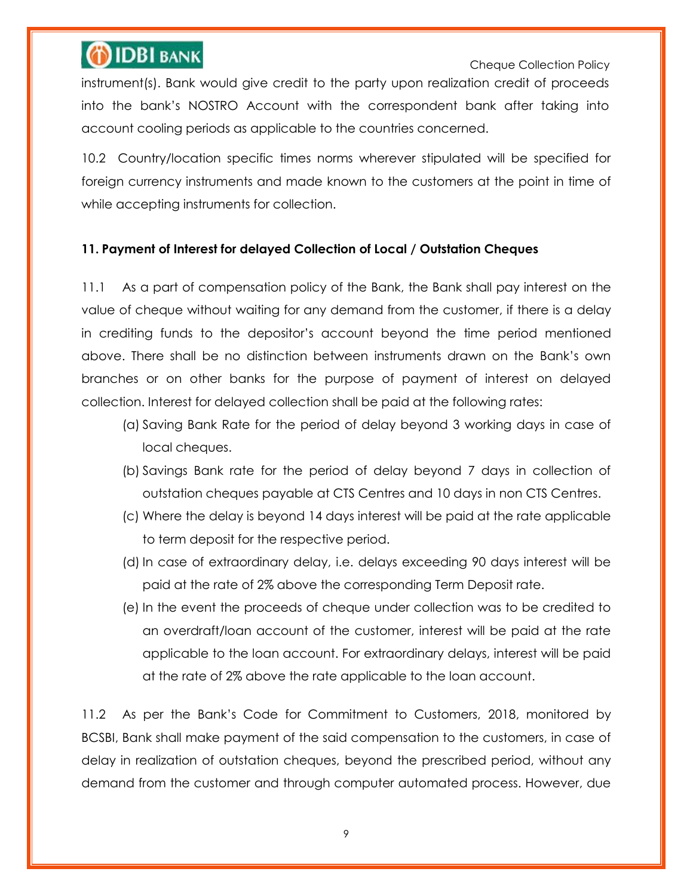instrument(s). Bank would give credit to the party upon realization credit of proceeds into the bank's NOSTRO Account with the correspondent bank after taking into account cooling periods as applicable to the countries concerned.

10.2 Country/location specific times norms wherever stipulated will be specified for foreign currency instruments and made known to the customers at the point in time of while accepting instruments for collection.

**11. Payment of Interest for delayed Collection of Local / Outstation Cheques**

11.1 As a part of compensation policy of the Bank, the Bank shall pay interest on the value of cheque without waiting for any demand from the customer, if there is a delay in crediting funds to the depositor's account beyond the time period mentioned above. There shall be no distinction between instruments drawn on the Bank's own branches or on other banks for the purpose of payment of interest on delayed collection. Interest for delayed collection shall be paid at the following rates:

(a) Saving Bank Rate for the period of delay beyond 3 working days in case of local cheques.

(b) Savings Bank rate for the period of delay beyond 7 days in collection of outstation cheques payable at CTS Centres and 10 days in non CTS Centres.

(c) Where the delay is beyond 14 days interest will be paid at the rate applicable to term deposit for the respective period.

(d) In case of extraordinary delay, i.e. delays exceeding 90 days interest will be paid at the rate of 2% above the corresponding Term Deposit rate.

(e) In the event the proceeds of cheque under collection was to be credited to an overdraft/loan account of the customer, interest will be paid at the rate applicable to the loan account. For extraordinary delays, interest will be paid at the rate of 2% above the rate applicable to the loan account.

11.2 As per the Bank's Code for Commitment to Customers, 2018, monitored by BCSBI, Bank shall make payment of the said compensation to the customers, in case of delay in realization of outstation cheques, beyond the prescribed period, without any demand from the customer and through computer automated process. However, due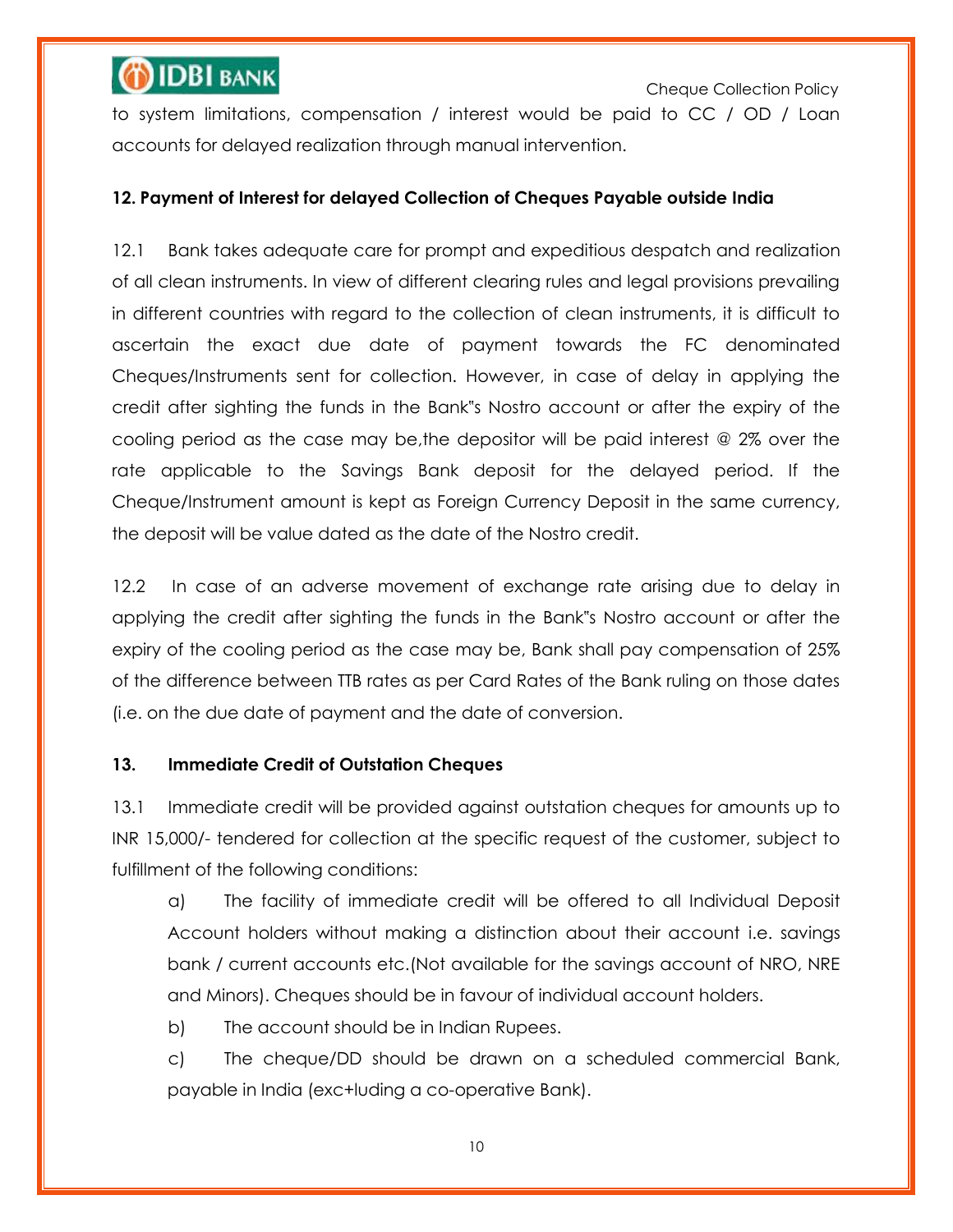to system limitations, compensation / interest would be paid to CC / OD / Loan accounts for delayed realization through manual intervention.

**12. Payment of Interest for delayed Collection of Cheques Payable outside India**

12.1 Bank takes adequate care for prompt and expeditious despatch and realization of all clean instruments. In view of different clearing rules and legal provisions prevailing in different countries with regard to the collection of clean instruments, it is difficult to ascertain the exact due date of payment towards the FC denominated Cheques/Instruments sent for collection. However, in case of delay in applying the credit after sighting the funds in the Bank"s Nostro account or after the expiry of the cooling period as the case may be,the depositor will be paid interest @ 2% over the rate applicable to the Savings Bank deposit for the delayed period. If the Cheque/Instrument amount is kept as Foreign Currency Deposit in the same currency, the deposit will be value dated as the date of the Nostro credit.

12.2 In case of an adverse movement of exchange rate arising due to delay in applying the credit after sighting the funds in the Bank"s Nostro account or after the expiry of the cooling period as the case may be, Bank shall pay compensation of 25% of the difference between TTB rates as per Card Rates of the Bank ruling on those dates (i.e. on the due date of payment and the date of conversion.

**13. Immediate Credit of Outstation Cheques**

13.1 Immediate credit will be provided against outstation cheques for amounts up to INR 15,000/- tendered for collection at the specific request of the customer, subject to fulfillment of the following conditions:

a) The facility of immediate credit will be offered to all Individual Deposit Account holders without making a distinction about their account i.e. savings bank / current accounts etc.(Not available for the savings account of NRO, NRE and Minors). Cheques should be in favour of individual account holders.

b) The account should be in Indian Rupees.

c) The cheque/DD should be drawn on a scheduled commercial Bank, payable in India (exc+luding a co-operative Bank).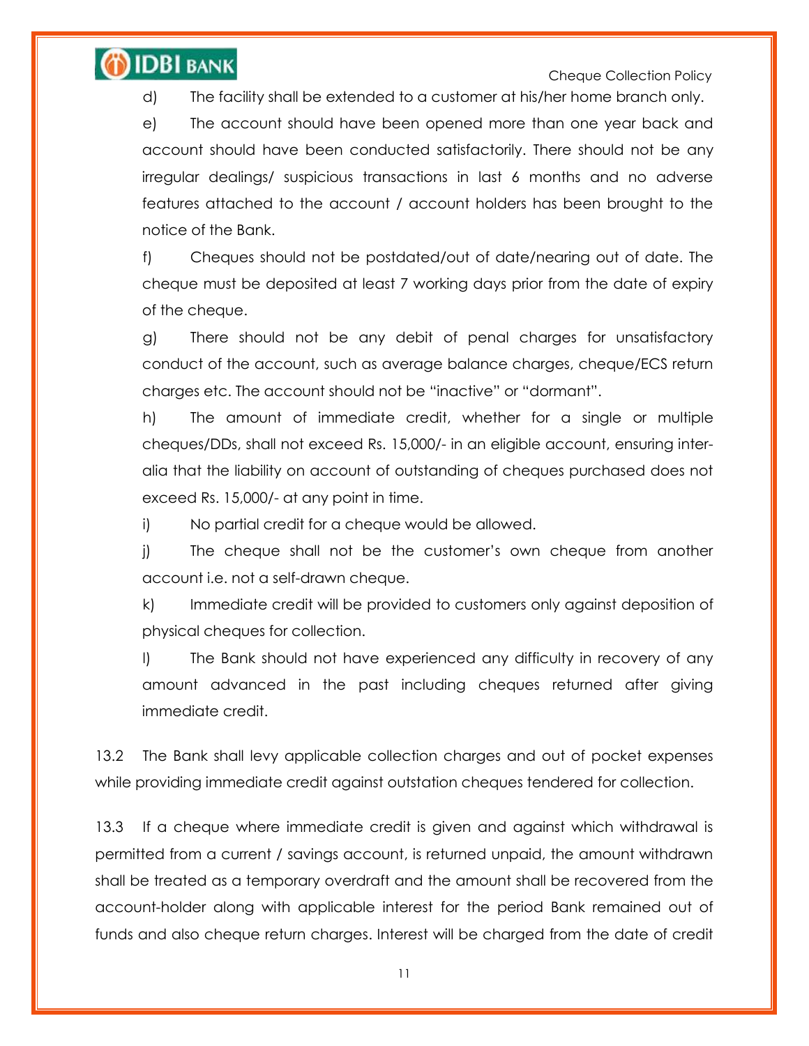d) The facility shall be extended to a customer at his/her home branch only.

e) The account should have been opened more than one year back and account should have been conducted satisfactorily. There should not be any irregular dealings/ suspicious transactions in last 6 months and no adverse features attached to the account / account holders has been brought to the notice of the Bank.

f) Cheques should not be postdated/out of date/nearing out of date. The cheque must be deposited at least 7 working days prior from the date of expiry of the cheque.

g) There should not be any debit of penal charges for unsatisfactory conduct of the account, such as average balance charges, cheque/ECS return charges etc. The account should not be "inactive" or "dormant".

h) The amount of immediate credit, whether for a single or multiple cheques/DDs, shall not exceed Rs. 15,000/- in an eligible account, ensuring inter-alia that the liability on account of outstanding of cheques purchased does not exceed Rs. 15,000/- at any point in time.

i) No partial credit for a cheque would be allowed.

j) The cheque shall not be the customer's own cheque from another account i.e. not a self-drawn cheque.

k) Immediate credit will be provided to customers only against deposition of physical cheques for collection.

l) The Bank should not have experienced any difficulty in recovery of any amount advanced in the past including cheques returned after giving immediate credit.

13.2 The Bank shall levy applicable collection charges and out of pocket expenses while providing immediate credit against outstation cheques tendered for collection.

13.3 If a cheque where immediate credit is given and against which withdrawal is permitted from a current / savings account, is returned unpaid, the amount withdrawn shall be treated as a temporary overdraft and the amount shall be recovered from the account-holder along with applicable interest for the period Bank remained out of funds and also cheque return charges. Interest will be charged from the date of credit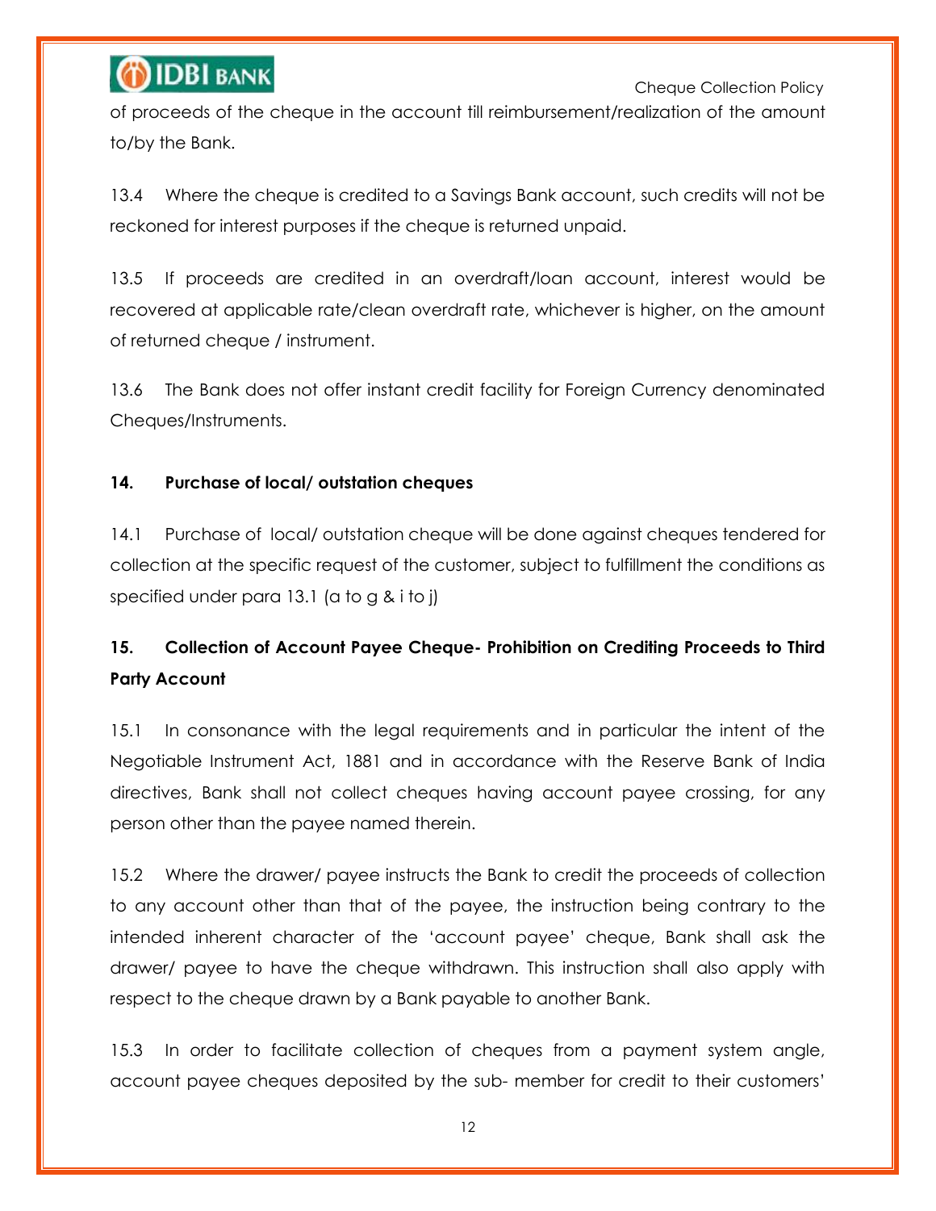of proceeds of the cheque in the account till reimbursement/realization of the amount to/by the Bank.

13.4 Where the cheque is credited to a Savings Bank account, such credits will not be reckoned for interest purposes if the cheque is returned unpaid.

13.5 If proceeds are credited in an overdraft/loan account, interest would be recovered at applicable rate/clean overdraft rate, whichever is higher, on the amount of returned cheque / instrument.

13.6 The Bank does not offer instant credit facility for Foreign Currency denominated Cheques/Instruments.

### 14. Purchase of local/ outstation cheques

14.1 Purchase of local/ outstation cheque will be done against cheques tendered for collection at the specific request of the customer, subject to fulfillment the conditions as specified under para 13.1 (a to g & i to j)

### 15. Collection of Account Payee Cheque- Prohibition on Crediting Proceeds to Third Party Account

15.1 In consonance with the legal requirements and in particular the intent of the Negotiable Instrument Act, 1881 and in accordance with the Reserve Bank of India directives, Bank shall not collect cheques having account payee crossing, for any person other than the payee named therein.

15.2 Where the drawer/ payee instructs the Bank to credit the proceeds of collection to any account other than that of the payee, the instruction being contrary to the intended inherent character of the 'account payee' cheque, Bank shall ask the drawer/ payee to have the cheque withdrawn. This instruction shall also apply with respect to the cheque drawn by a Bank payable to another Bank.

15.3 In order to facilitate collection of cheques from a payment system angle, account payee cheques deposited by the sub- member for credit to their customers'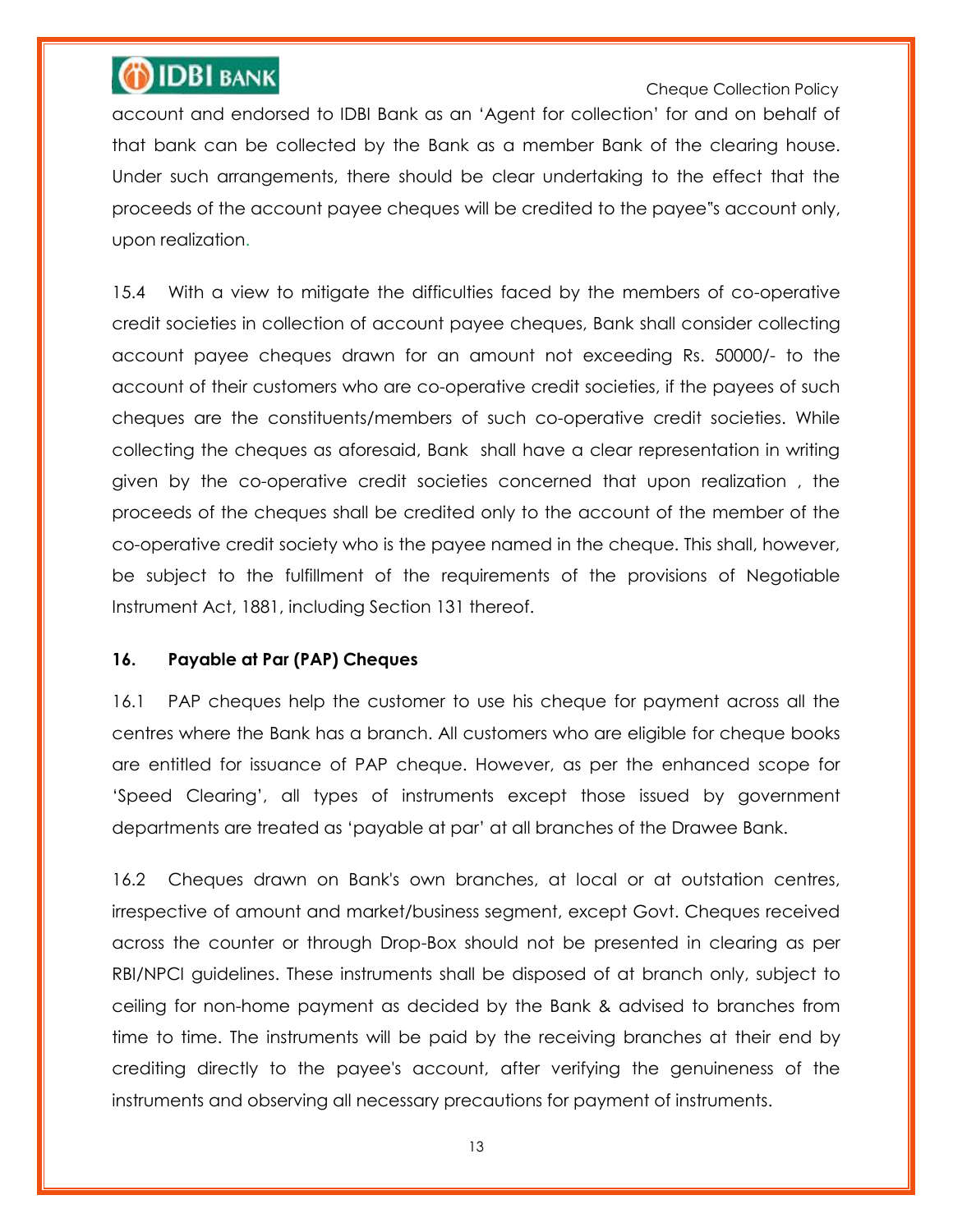account and endorsed to IDBI Bank as an 'Agent for collection' for and on behalf of that bank can be collected by the Bank as a member Bank of the clearing house. Under such arrangements, there should be clear undertaking to the effect that the proceeds of the account payee cheques will be credited to the payee"s account only, upon realization.

15.4 With a view to mitigate the difficulties faced by the members of co-operative credit societies in collection of account payee cheques, Bank shall consider collecting account payee cheques drawn for an amount not exceeding Rs. 50000/- to the account of their customers who are co-operative credit societies, if the payees of such cheques are the constituents/members of such co-operative credit societies. While collecting the cheques as aforesaid, Bank shall have a clear representation in writing given by the co-operative credit societies concerned that upon realization , the proceeds of the cheques shall be credited only to the account of the member of the co-operative credit society who is the payee named in the cheque. This shall, however, be subject to the fulfillment of the requirements of the provisions of Negotiable Instrument Act, 1881, including Section 131 thereof.

## 16. Payable at Par (PAP) Cheques

16.1 PAP cheques help the customer to use his cheque for payment across all the centres where the Bank has a branch. All customers who are eligible for cheque books are entitled for issuance of PAP cheque. However, as per the enhanced scope for 'Speed Clearing', all types of instruments except those issued by government departments are treated as 'payable at par' at all branches of the Drawee Bank.

16.2 Cheques drawn on Bank's own branches, at local or at outstation centres, irrespective of amount and market/business segment, except Govt. Cheques received across the counter or through Drop-Box should not be presented in clearing as per RBI/NPCI guidelines. These instruments shall be disposed of at branch only, subject to ceiling for non-home payment as decided by the Bank & advised to branches from time to time. The instruments will be paid by the receiving branches at their end by crediting directly to the payee's account, after verifying the genuineness of the instruments and observing all necessary precautions for payment of instruments.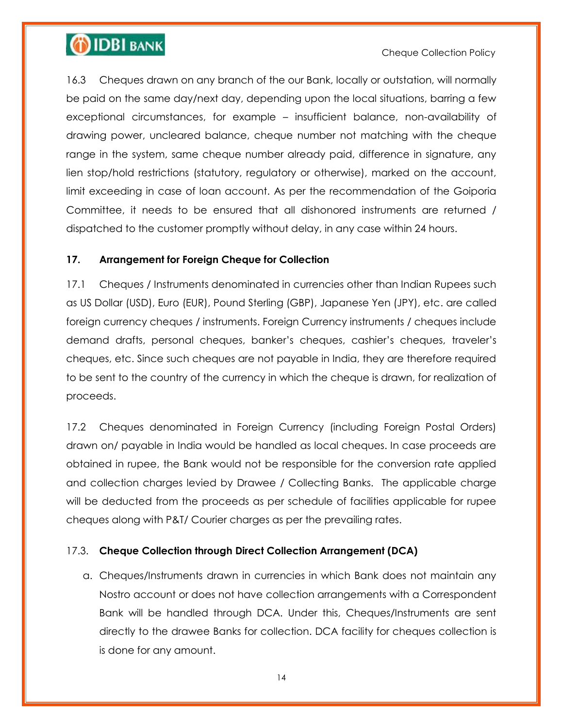16.3 Cheques drawn on any branch of the our Bank, locally or outstation, will normally be paid on the same day/next day, depending upon the local situations, barring a few exceptional circumstances, for example – insufficient balance, non-availability of drawing power, uncleared balance, cheque number not matching with the cheque range in the system, same cheque number already paid, difference in signature, any lien stop/hold restrictions (statutory, regulatory or otherwise), marked on the account, limit exceeding in case of loan account. As per the recommendation of the Goiporia Committee, it needs to be ensured that all dishonored instruments are returned / dispatched to the customer promptly without delay, in any case within 24 hours.

## 17. Arrangement for Foreign Cheque for Collection

17.1 Cheques / Instruments denominated in currencies other than Indian Rupees such as US Dollar (USD), Euro (EUR), Pound Sterling (GBP), Japanese Yen (JPY), etc. are called foreign currency cheques / instruments. Foreign Currency instruments / cheques include demand drafts, personal cheques, banker's cheques, cashier's cheques, traveler's cheques, etc. Since such cheques are not payable in India, they are therefore required to be sent to the country of the currency in which the cheque is drawn, for realization of proceeds.

17.2 Cheques denominated in Foreign Currency (including Foreign Postal Orders) drawn on/ payable in India would be handled as local cheques. In case proceeds are obtained in rupee, the Bank would not be responsible for the conversion rate applied and collection charges levied by Drawee / Collecting Banks. The applicable charge will be deducted from the proceeds as per schedule of facilities applicable for rupee cheques along with P&T/ Courier charges as per the prevailing rates.

### 17.3. Cheque Collection through Direct Collection Arrangement (DCA)

a. Cheques/Instruments drawn in currencies in which Bank does not maintain any Nostro account or does not have collection arrangements with a Correspondent Bank will be handled through DCA. Under this, Cheques/Instruments are sent directly to the drawee Banks for collection. DCA facility for cheques collection is is done for any amount.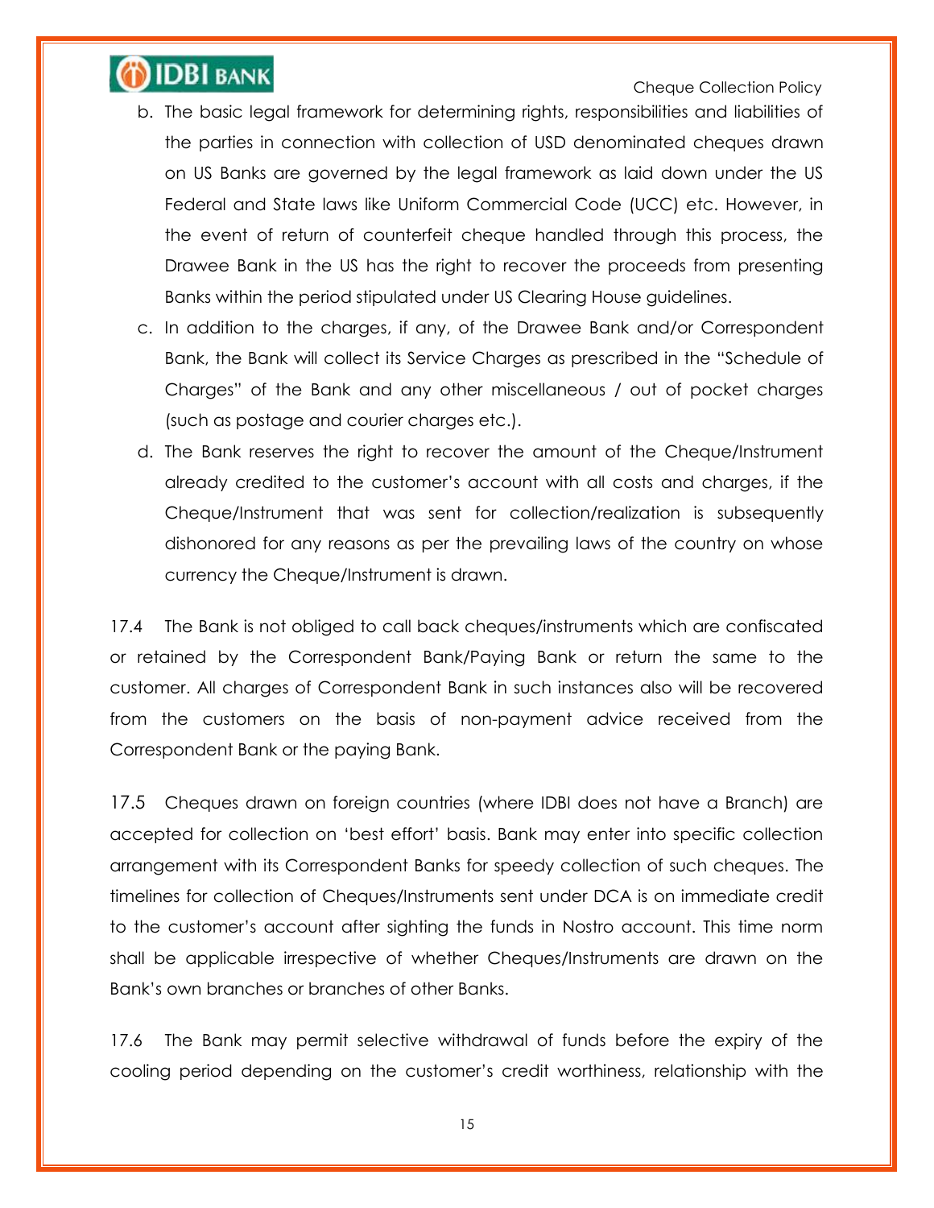b. The basic legal framework for determining rights, responsibilities and liabilities of the parties in connection with collection of USD denominated cheques drawn on US Banks are governed by the legal framework as laid down under the US Federal and State laws like Uniform Commercial Code (UCC) etc. However, in the event of return of counterfeit cheque handled through this process, the Drawee Bank in the US has the right to recover the proceeds from presenting Banks within the period stipulated under US Clearing House guidelines.

c. In addition to the charges, if any, of the Drawee Bank and/or Correspondent Bank, the Bank will collect its Service Charges as prescribed in the "Schedule of Charges" of the Bank and any other miscellaneous / out of pocket charges (such as postage and courier charges etc.).

d. The Bank reserves the right to recover the amount of the Cheque/Instrument already credited to the customer's account with all costs and charges, if the Cheque/Instrument that was sent for collection/realization is subsequently dishonored for any reasons as per the prevailing laws of the country on whose currency the Cheque/Instrument is drawn.

17.4 The Bank is not obliged to call back cheques/instruments which are confiscated or retained by the Correspondent Bank/Paying Bank or return the same to the customer. All charges of Correspondent Bank in such instances also will be recovered from the customers on the basis of non-payment advice received from the Correspondent Bank or the paying Bank.

17.5 Cheques drawn on foreign countries (where IDBI does not have a Branch) are accepted for collection on 'best effort' basis. Bank may enter into specific collection arrangement with its Correspondent Banks for speedy collection of such cheques. The timelines for collection of Cheques/Instruments sent under DCA is on immediate credit to the customer's account after sighting the funds in Nostro account. This time norm shall be applicable irrespective of whether Cheques/Instruments are drawn on the Bank's own branches or branches of other Banks.

17.6 The Bank may permit selective withdrawal of funds before the expiry of the cooling period depending on the customer's credit worthiness, relationship with the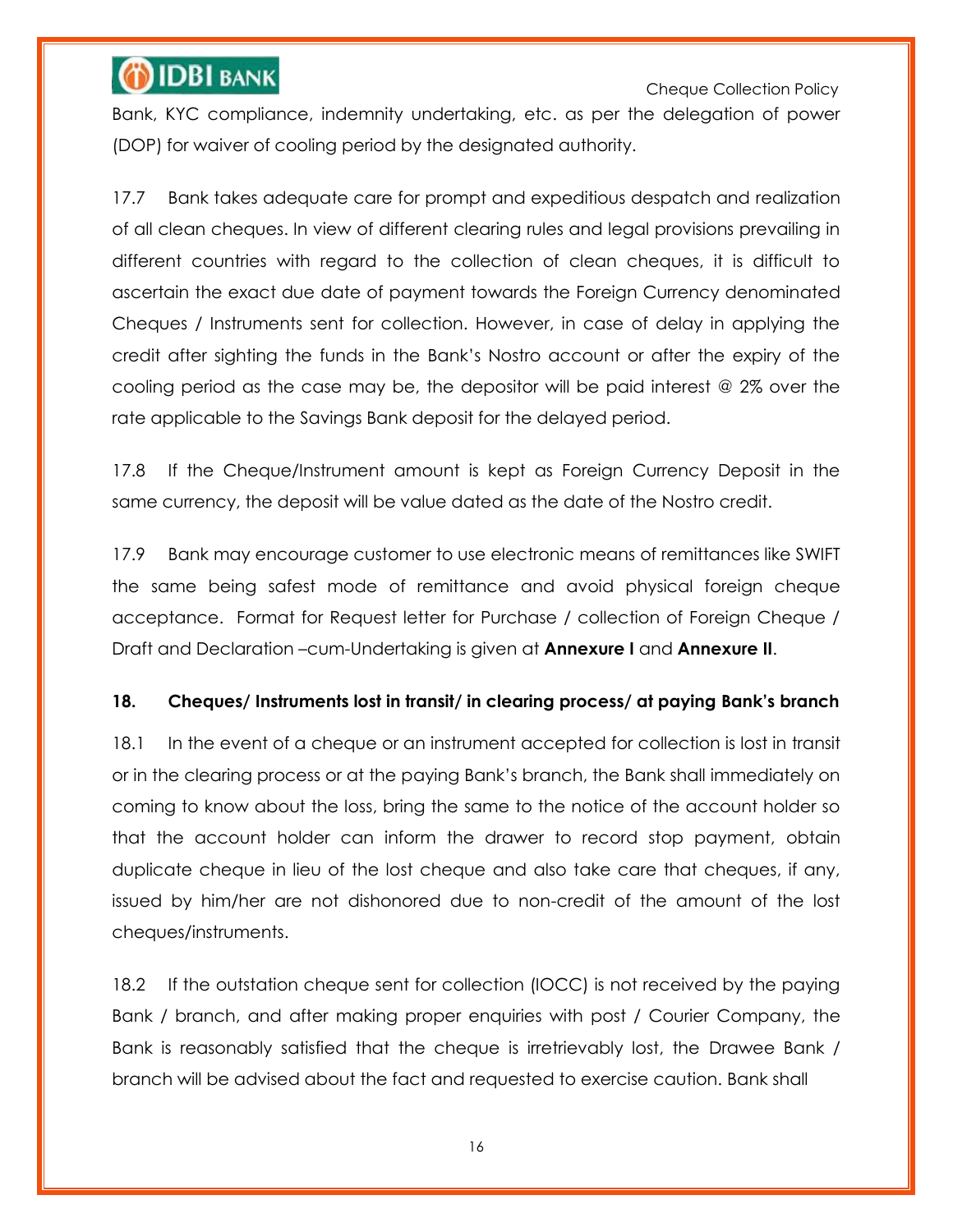Bank, KYC compliance, indemnity undertaking, etc. as per the delegation of power (DOP) for waiver of cooling period by the designated authority.

17.7 Bank takes adequate care for prompt and expeditious despatch and realization of all clean cheques. In view of different clearing rules and legal provisions prevailing in different countries with regard to the collection of clean cheques, it is difficult to ascertain the exact due date of payment towards the Foreign Currency denominated Cheques / Instruments sent for collection. However, in case of delay in applying the credit after sighting the funds in the Bank's Nostro account or after the expiry of the cooling period as the case may be, the depositor will be paid interest @ 2% over the rate applicable to the Savings Bank deposit for the delayed period.

17.8 If the Cheque/Instrument amount is kept as Foreign Currency Deposit in the same currency, the deposit will be value dated as the date of the Nostro credit.

17.9 Bank may encourage customer to use electronic means of remittances like SWIFT the same being safest mode of remittance and avoid physical foreign cheque acceptance. Format for Request letter for Purchase / collection of Foreign Cheque / Draft and Declaration –cum-Undertaking is given at **Annexure I** and **Annexure II**.

## 18. Cheques/ Instruments lost in transit/ in clearing process/ at paying Bank's branch

18.1 In the event of a cheque or an instrument accepted for collection is lost in transit or in the clearing process or at the paying Bank's branch, the Bank shall immediately on coming to know about the loss, bring the same to the notice of the account holder so that the account holder can inform the drawer to record stop payment, obtain duplicate cheque in lieu of the lost cheque and also take care that cheques, if any, issued by him/her are not dishonored due to non-credit of the amount of the lost cheques/instruments.

18.2 If the outstation cheque sent for collection (IOCC) is not received by the paying Bank / branch, and after making proper enquiries with post / Courier Company, the Bank is reasonably satisfied that the cheque is irretrievably lost, the Drawee Bank / branch will be advised about the fact and requested to exercise caution. Bank shall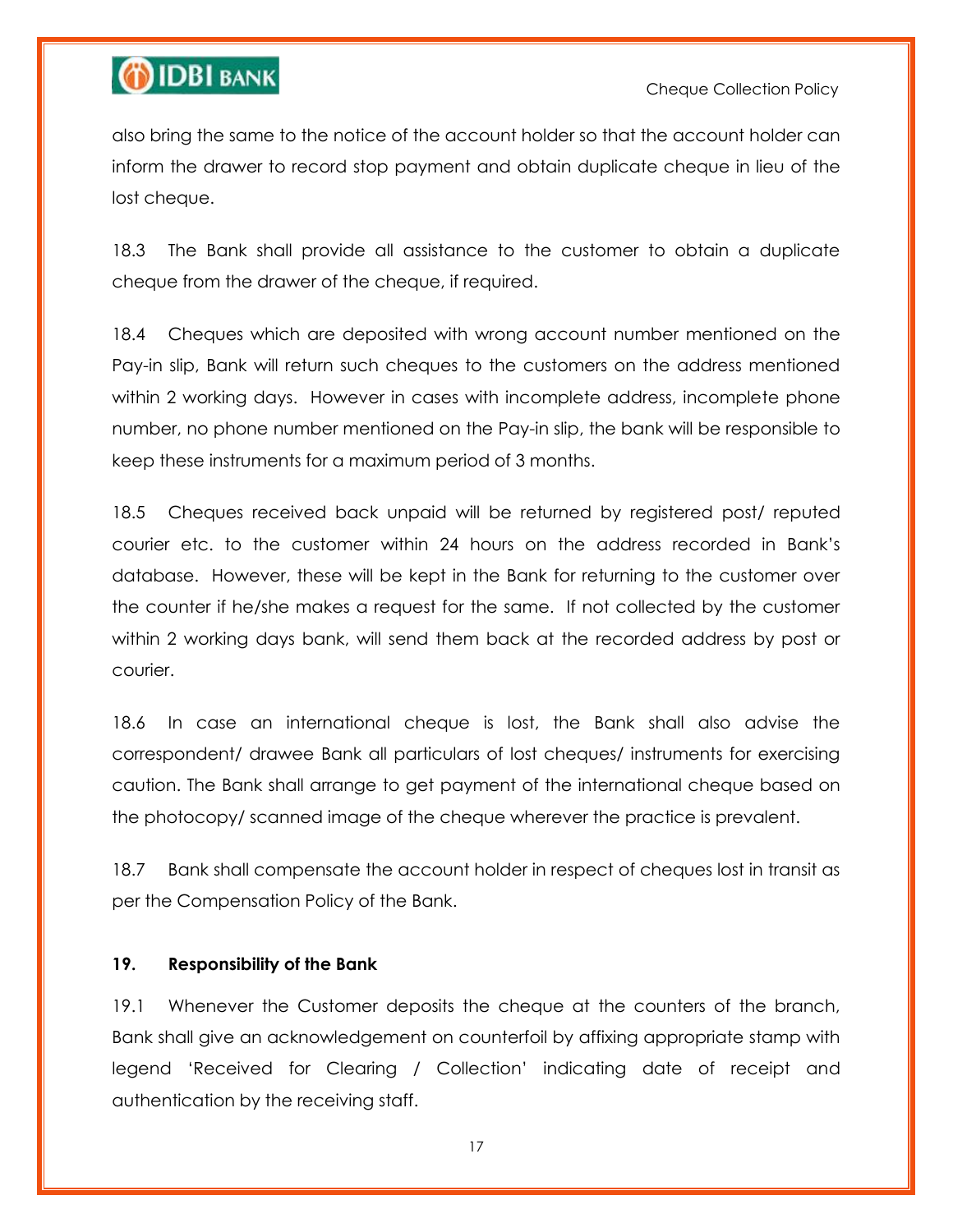also bring the same to the notice of the account holder so that the account holder can inform the drawer to record stop payment and obtain duplicate cheque in lieu of the lost cheque.

18.3 The Bank shall provide all assistance to the customer to obtain a duplicate cheque from the drawer of the cheque, if required.

18.4 Cheques which are deposited with wrong account number mentioned on the Pay-in slip, Bank will return such cheques to the customers on the address mentioned within 2 working days. However in cases with incomplete address, incomplete phone number, no phone number mentioned on the Pay-in slip, the bank will be responsible to keep these instruments for a maximum period of 3 months.

18.5 Cheques received back unpaid will be returned by registered post/ reputed courier etc. to the customer within 24 hours on the address recorded in Bank's database. However, these will be kept in the Bank for returning to the customer over the counter if he/she makes a request for the same. If not collected by the customer within 2 working days bank, will send them back at the recorded address by post or courier.

18.6 In case an international cheque is lost, the Bank shall also advise the correspondent/ drawee Bank all particulars of lost cheques/ instruments for exercising caution. The Bank shall arrange to get payment of the international cheque based on the photocopy/ scanned image of the cheque wherever the practice is prevalent.

18.7 Bank shall compensate the account holder in respect of cheques lost in transit as per the Compensation Policy of the Bank.

## 19. Responsibility of the Bank

19.1 Whenever the Customer deposits the cheque at the counters of the branch, Bank shall give an acknowledgement on counterfoil by affixing appropriate stamp with legend 'Received for Clearing / Collection' indicating date of receipt and authentication by the receiving staff.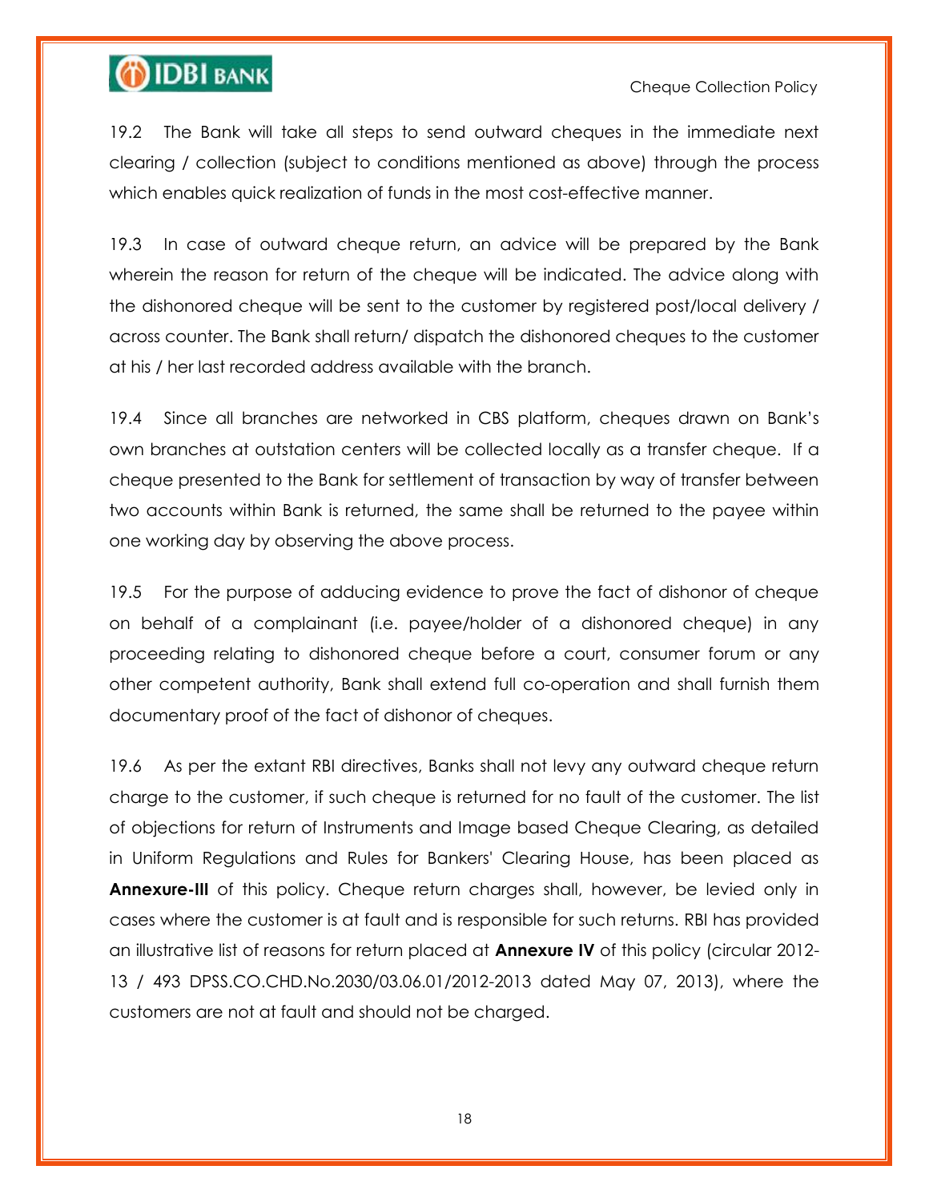19.2 The Bank will take all steps to send outward cheques in the immediate next clearing / collection (subject to conditions mentioned as above) through the process which enables quick realization of funds in the most cost-effective manner.

19.3 In case of outward cheque return, an advice will be prepared by the Bank wherein the reason for return of the cheque will be indicated. The advice along with the dishonored cheque will be sent to the customer by registered post/local delivery / across counter. The Bank shall return/ dispatch the dishonored cheques to the customer at his / her last recorded address available with the branch.

19.4 Since all branches are networked in CBS platform, cheques drawn on Bank's own branches at outstation centers will be collected locally as a transfer cheque. If a cheque presented to the Bank for settlement of transaction by way of transfer between two accounts within Bank is returned, the same shall be returned to the payee within one working day by observing the above process.

19.5 For the purpose of adducing evidence to prove the fact of dishonor of cheque on behalf of a complainant (i.e. payee/holder of a dishonored cheque) in any proceeding relating to dishonored cheque before a court, consumer forum or any other competent authority, Bank shall extend full co-operation and shall furnish them documentary proof of the fact of dishonor of cheques.

19.6 As per the extant RBI directives, Banks shall not levy any outward cheque return charge to the customer, if such cheque is returned for no fault of the customer. The list of objections for return of Instruments and Image based Cheque Clearing, as detailed in Uniform Regulations and Rules for Bankers' Clearing House, has been placed as **Annexure-III** of this policy. Cheque return charges shall, however, be levied only in cases where the customer is at fault and is responsible for such returns. RBI has provided an illustrative list of reasons for return placed at **Annexure IV** of this policy (circular 2012-13 / 493 DPSS.CO.CHD.No.2030/03.06.01/2012-2013 dated May 07, 2013), where the customers are not at fault and should not be charged.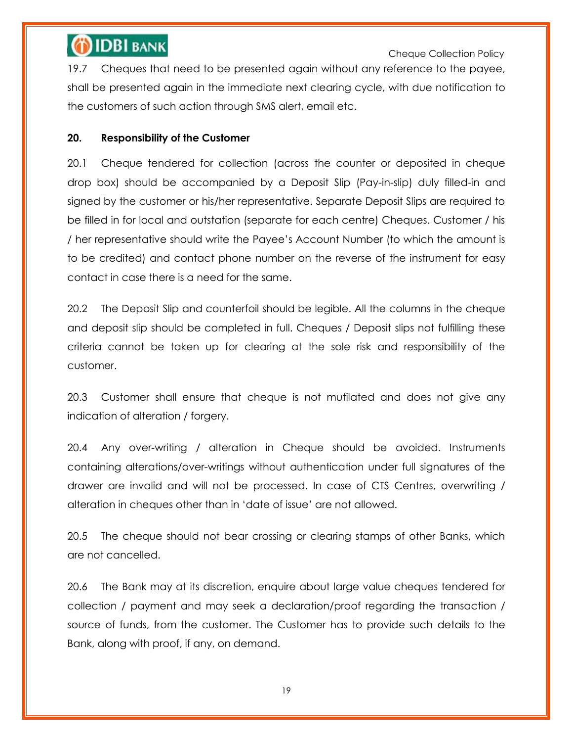19.7 Cheques that need to be presented again without any reference to the payee, shall be presented again in the immediate next clearing cycle, with due notification to the customers of such action through SMS alert, email etc.

**20. Responsibility of the Customer**

20.1 Cheque tendered for collection (across the counter or deposited in cheque drop box) should be accompanied by a Deposit Slip (Pay-in-slip) duly filled-in and signed by the customer or his/her representative. Separate Deposit Slips are required to be filled in for local and outstation (separate for each centre) Cheques. Customer / his / her representative should write the Payee's Account Number (to which the amount is to be credited) and contact phone number on the reverse of the instrument for easy contact in case there is a need for the same.

20.2 The Deposit Slip and counterfoil should be legible. All the columns in the cheque and deposit slip should be completed in full. Cheques / Deposit slips not fulfilling these criteria cannot be taken up for clearing at the sole risk and responsibility of the customer.

20.3 Customer shall ensure that cheque is not mutilated and does not give any indication of alteration / forgery.

20.4 Any over-writing / alteration in Cheque should be avoided. Instruments containing alterations/over-writings without authentication under full signatures of the drawer are invalid and will not be processed. In case of CTS Centres, overwriting / alteration in cheques other than in 'date of issue' are not allowed.

20.5 The cheque should not bear crossing or clearing stamps of other Banks, which are not cancelled.

20.6 The Bank may at its discretion, enquire about large value cheques tendered for collection / payment and may seek a declaration/proof regarding the transaction / source of funds, from the customer. The Customer has to provide such details to the Bank, along with proof, if any, on demand.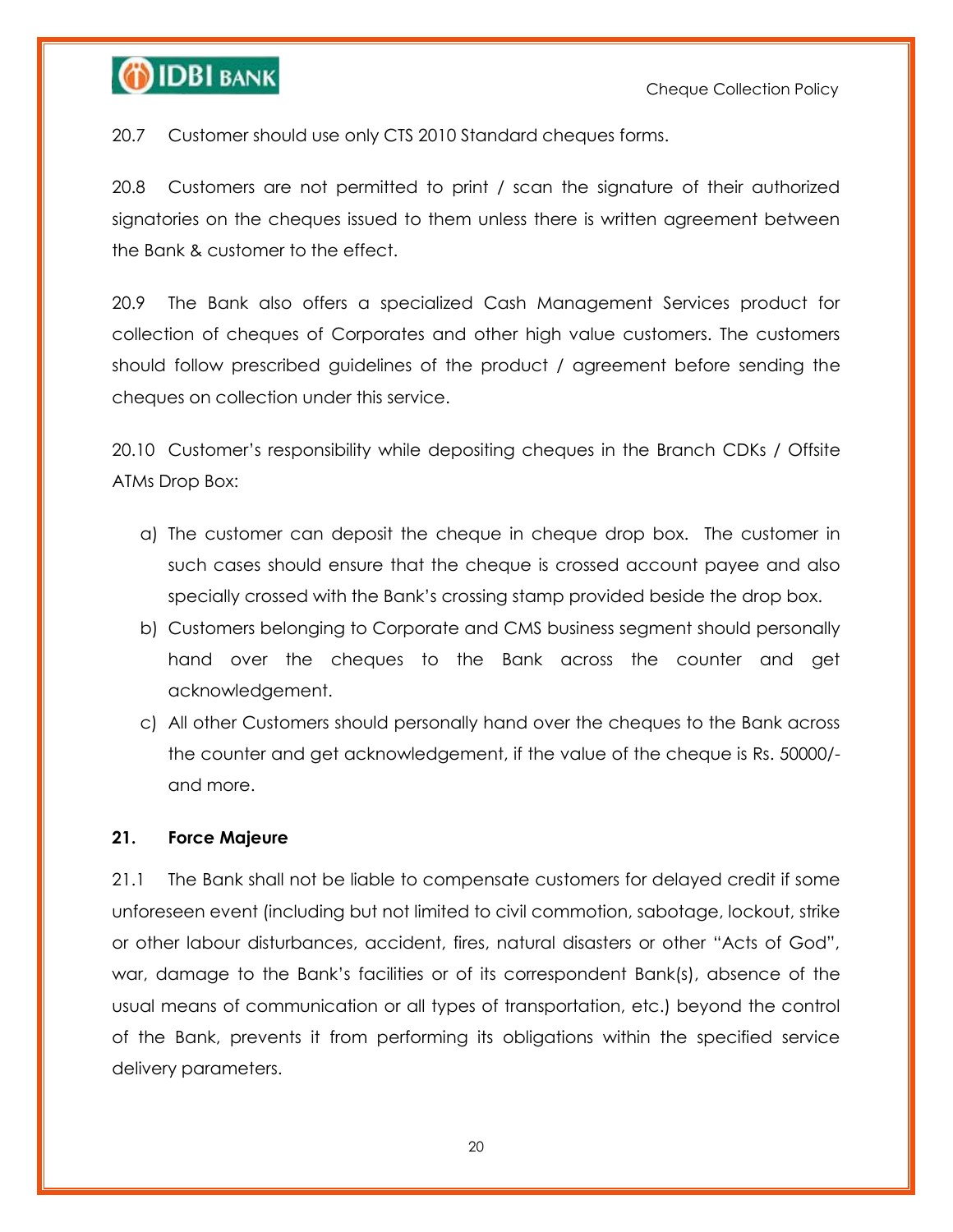20.7 Customer should use only CTS 2010 Standard cheques forms.

20.8 Customers are not permitted to print / scan the signature of their authorized signatories on the cheques issued to them unless there is written agreement between the Bank & customer to the effect.

20.9 The Bank also offers a specialized Cash Management Services product for collection of cheques of Corporates and other high value customers. The customers should follow prescribed guidelines of the product / agreement before sending the cheques on collection under this service.

20.10 Customer's responsibility while depositing cheques in the Branch CDKs / Offsite ATMs Drop Box:

a) The customer can deposit the cheque in cheque drop box. The customer in such cases should ensure that the cheque is crossed account payee and also specially crossed with the Bank's crossing stamp provided beside the drop box.
b) Customers belonging to Corporate and CMS business segment should personally hand over the cheques to the Bank across the counter and get acknowledgement.
c) All other Customers should personally hand over the cheques to the Bank across the counter and get acknowledgement, if the value of the cheque is Rs. 50000/- and more.

## 21. Force Majeure

21.1 The Bank shall not be liable to compensate customers for delayed credit if some unforeseen event (including but not limited to civil commotion, sabotage, lockout, strike or other labour disturbances, accident, fires, natural disasters or other "Acts of God", war, damage to the Bank's facilities or of its correspondent Bank(s), absence of the usual means of communication or all types of transportation, etc.) beyond the control of the Bank, prevents it from performing its obligations within the specified service delivery parameters.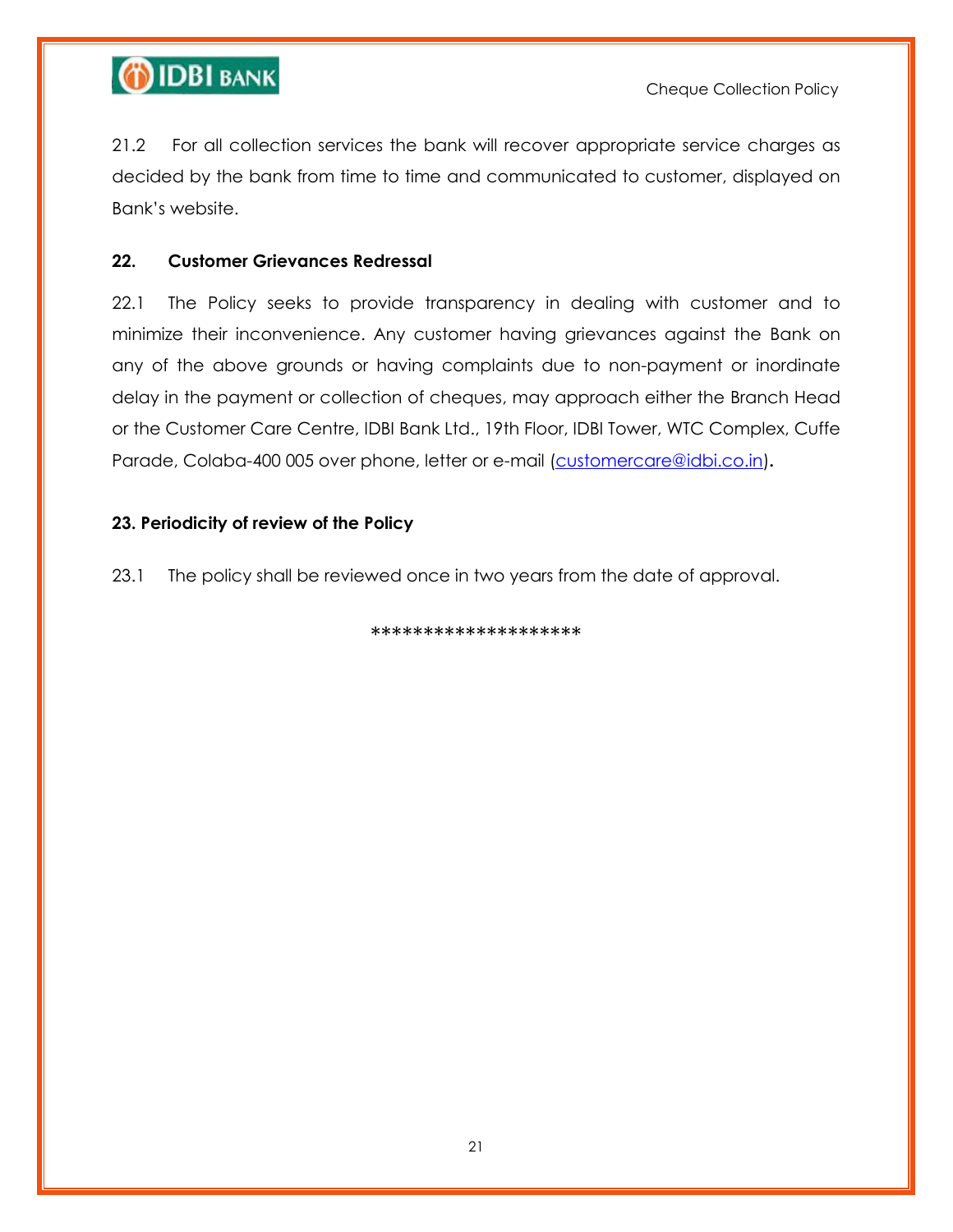21.2 For all collection services the bank will recover appropriate service charges as decided by the bank from time to time and communicated to customer, displayed on Bank's website.

## 22. Customer Grievances Redressal

22.1 The Policy seeks to provide transparency in dealing with customer and to minimize their inconvenience. Any customer having grievances against the Bank on any of the above grounds or having complaints due to non-payment or inordinate delay in the payment or collection of cheques, may approach either the Branch Head or the Customer Care Centre, IDBI Bank Ltd., 19th Floor, IDBI Tower, WTC Complex, Cuffe Parade, Colaba-400 005 over phone, letter or e-mail (customercare@idbi.co.in).

## 23. Periodicity of review of the Policy

23.1 The policy shall be reviewed once in two years from the date of approval.

*******************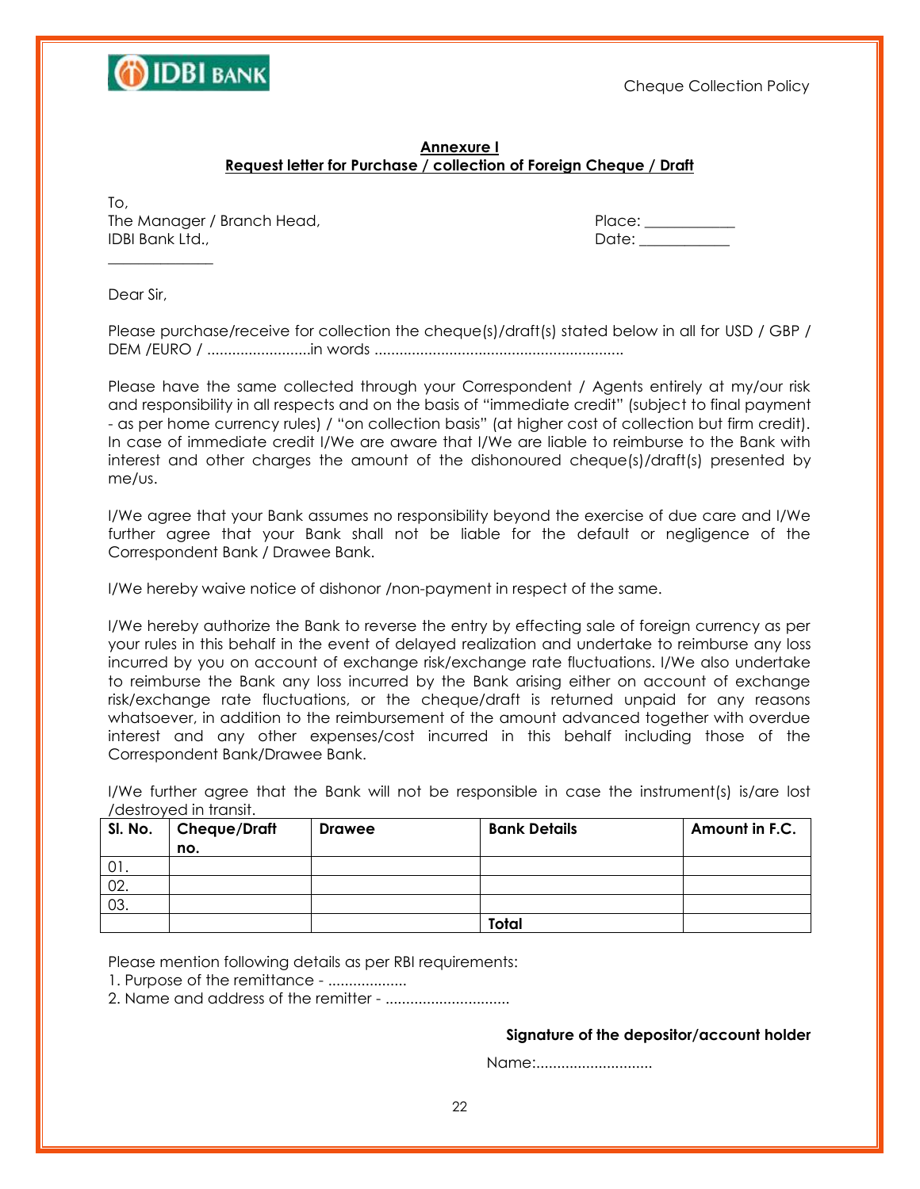**Annexure I**

**Request letter for Purchase / collection of Foreign Cheque / Draft**

To,
The Manager / Branch Head,
IDBI Bank Ltd.,
______________

Place: ____________
Date: ____________

Dear Sir,

Please purchase/receive for collection the cheque(s)/draft(s) stated below in all for USD / GBP / DEM /EURO / .........................in words ...........................................................

Please have the same collected through your Correspondent / Agents entirely at my/our risk and responsibility in all respects and on the basis of "immediate credit" (subject to final payment - as per home currency rules) / "on collection basis" (at higher cost of collection but firm credit). In case of immediate credit I/We are aware that I/We are liable to reimburse to the Bank with interest and other charges the amount of the dishonoured cheque(s)/draft(s) presented by me/us.

I/We agree that your Bank assumes no responsibility beyond the exercise of due care and I/We further agree that your Bank shall not be liable for the default or negligence of the Correspondent Bank / Drawee Bank.

I/We hereby waive notice of dishonor /non-payment in respect of the same.

I/We hereby authorize the Bank to reverse the entry by effecting sale of foreign currency as per your rules in this behalf in the event of delayed realization and undertake to reimburse any loss incurred by you on account of exchange risk/exchange rate fluctuations. I/We also undertake to reimburse the Bank any loss incurred by the Bank arising either on account of exchange risk/exchange rate fluctuations, or the cheque/draft is returned unpaid for any reasons whatsoever, in addition to the reimbursement of the amount advanced together with overdue interest and any other expenses/cost incurred in this behalf including those of the Correspondent Bank/Drawee Bank.

I/We further agree that the Bank will not be responsible in case the instrument(s) is/are lost /destroyed in transit.

| Sl. No. | Cheque/Draft no. | Drawee | Bank Details | Amount in F.C. |
|---|---|---|---|---|
| 01. | | | | |
| 02. | | | | |
| 03. | | | | |
| | | | **Total** | |

Please mention following details as per RBI requirements:

1. Purpose of the remittance - ...................
2. Name and address of the remitter - .............................

**Signature of the depositor/account holder**

Name:............................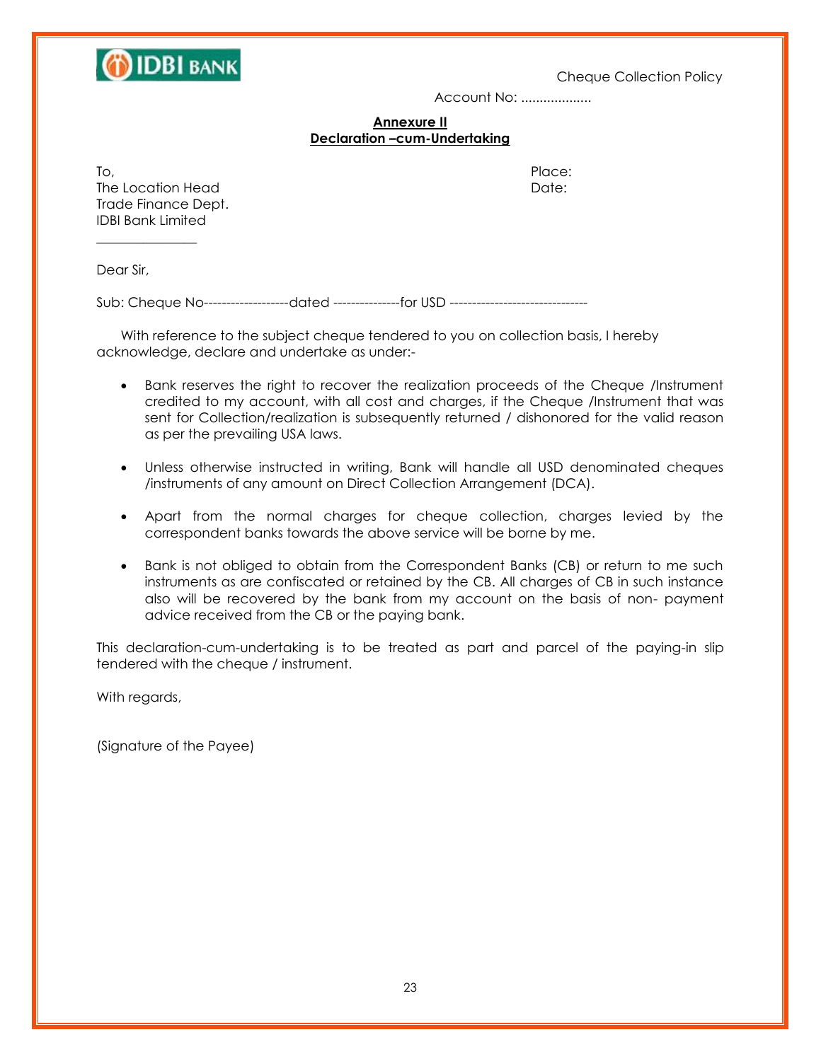Cheque Collection Policy

Account No: ..................

**Annexure II**

**Declaration –cum-Undertaking**

To,
The Location Head
Trade Finance Dept.
IDBI Bank Limited
_______________

Place:
Date:

Dear Sir,

Sub: Cheque No-------------------dated ---------------for USD ------------------------------

With reference to the subject cheque tendered to you on collection basis, I hereby acknowledge, declare and undertake as under:-

- Bank reserves the right to recover the realization proceeds of the Cheque /Instrument credited to my account, with all cost and charges, if the Cheque /Instrument that was sent for Collection/realization is subsequently returned / dishonored for the valid reason as per the prevailing USA laws.

- Unless otherwise instructed in writing, Bank will handle all USD denominated cheques /instruments of any amount on Direct Collection Arrangement (DCA).

- Apart from the normal charges for cheque collection, charges levied by the correspondent banks towards the above service will be borne by me.

- Bank is not obliged to obtain from the Correspondent Banks (CB) or return to me such instruments as are confiscated or retained by the CB. All charges of CB in such instance also will be recovered by the bank from my account on the basis of non- payment advice received from the CB or the paying bank.

This declaration-cum-undertaking is to be treated as part and parcel of the paying-in slip tendered with the cheque / instrument.

With regards,

(Signature of the Payee)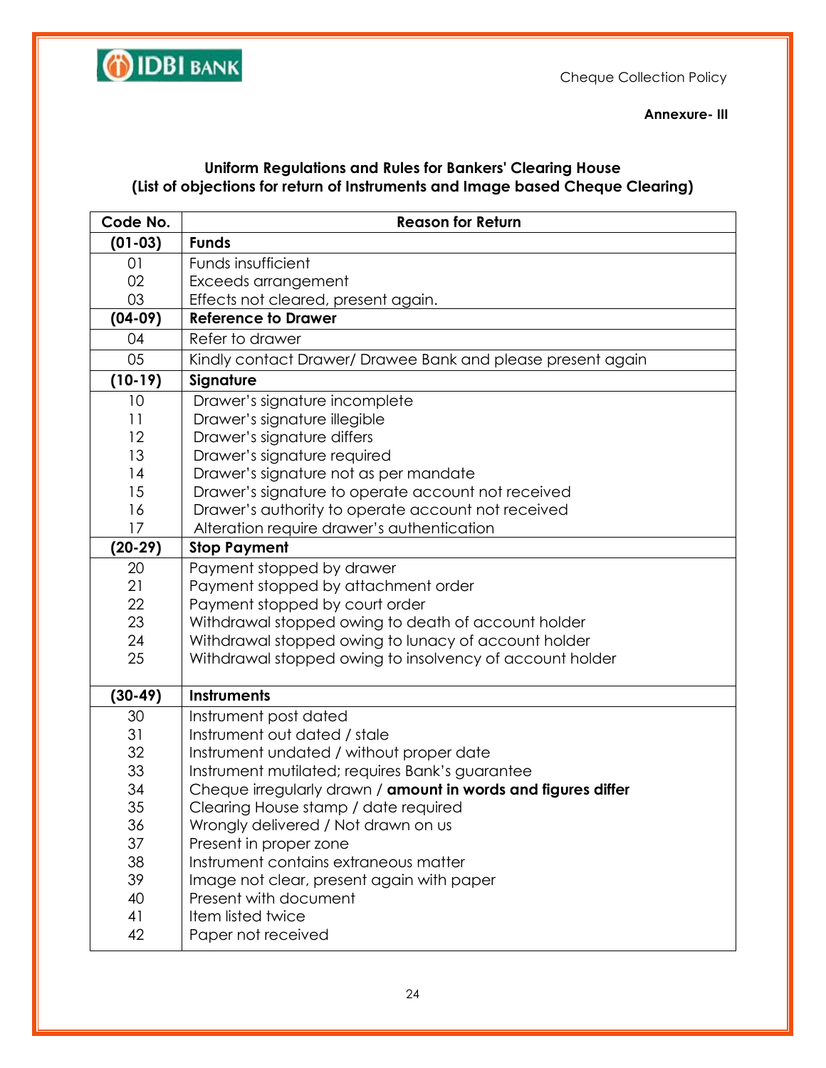Annexure- III

## Uniform Regulations and Rules for Bankers' Clearing House
## (List of objections for return of Instruments and Image based Cheque Clearing)

| Code No. | Reason for Return |
|---|---|
| **(01-03)** | **Funds** |
| 01 | Funds insufficient |
| 02 | Exceeds arrangement |
| 03 | Effects not cleared, present again. |
| **(04-09)** | **Reference to Drawer** |
| 04 | Refer to drawer |
| 05 | Kindly contact Drawer/ Drawee Bank and please present again |
| **(10-19)** | **Signature** |
| 10 | Drawer's signature incomplete |
| 11 | Drawer's signature illegible |
| 12 | Drawer's signature differs |
| 13 | Drawer's signature required |
| 14 | Drawer's signature not as per mandate |
| 15 | Drawer's signature to operate account not received |
| 16 | Drawer's authority to operate account not received |
| 17 | Alteration require drawer's authentication |
| **(20-29)** | **Stop Payment** |
| 20 | Payment stopped by drawer |
| 21 | Payment stopped by attachment order |
| 22 | Payment stopped by court order |
| 23 | Withdrawal stopped owing to death of account holder |
| 24 | Withdrawal stopped owing to lunacy of account holder |
| 25 | Withdrawal stopped owing to insolvency of account holder |
| **(30-49)** | **Instruments** |
| 30 | Instrument post dated |
| 31 | Instrument out dated / stale |
| 32 | Instrument undated / without proper date |
| 33 | Instrument mutilated; requires Bank's guarantee |
| 34 | Cheque irregularly drawn / **amount in words and figures differ** |
| 35 | Clearing House stamp / date required |
| 36 | Wrongly delivered / Not drawn on us |
| 37 | Present in proper zone |
| 38 | Instrument contains extraneous matter |
| 39 | Image not clear, present again with paper |
| 40 | Present with document |
| 41 | Item listed twice |
| 42 | Paper not received |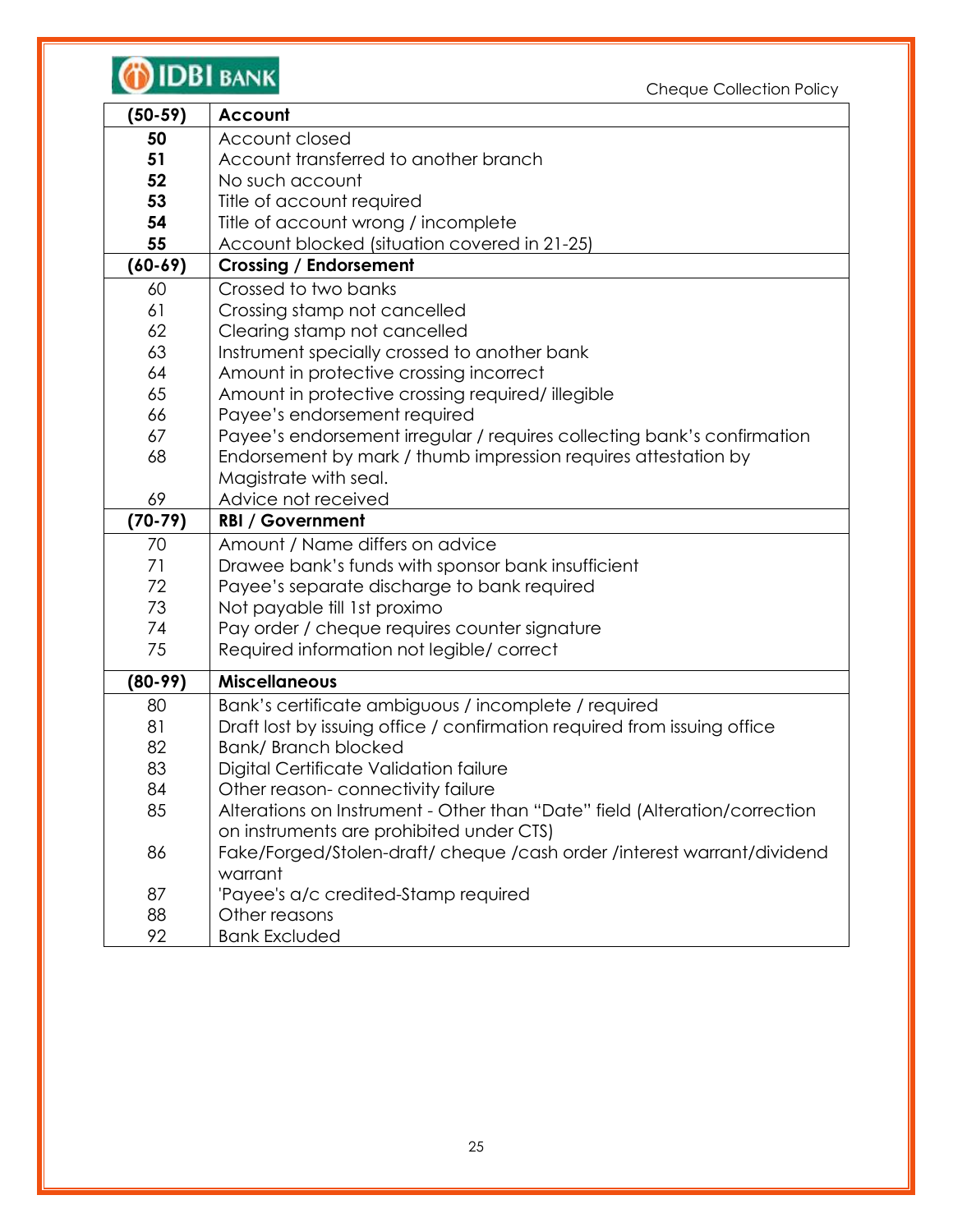| (50-59) | Account |
|---|---|
| **50** | Account closed |
| **51** | Account transferred to another branch |
| **52** | No such account |
| **53** | Title of account required |
| **54** | Title of account wrong / incomplete |
| **55** | Account blocked (situation covered in 21-25) |
| **(60-69)** | **Crossing / Endorsement** |
| 60 | Crossed to two banks |
| 61 | Crossing stamp not cancelled |
| 62 | Clearing stamp not cancelled |
| 63 | Instrument specially crossed to another bank |
| 64 | Amount in protective crossing incorrect |
| 65 | Amount in protective crossing required/ illegible |
| 66 | Payee's endorsement required |
| 67 | Payee's endorsement irregular / requires collecting bank's confirmation |
| 68 | Endorsement by mark / thumb impression requires attestation by Magistrate with seal. |
| 69 | Advice not received |
| **(70-79)** | **RBI / Government** |
| 70 | Amount / Name differs on advice |
| 71 | Drawee bank's funds with sponsor bank insufficient |
| 72 | Payee's separate discharge to bank required |
| 73 | Not payable till 1st proximo |
| 74 | Pay order / cheque requires counter signature |
| 75 | Required information not legible/ correct |
| **(80-99)** | **Miscellaneous** |
| 80 | Bank's certificate ambiguous / incomplete / required |
| 81 | Draft lost by issuing office / confirmation required from issuing office |
| 82 | Bank/ Branch blocked |
| 83 | Digital Certificate Validation failure |
| 84 | Other reason- connectivity failure |
| 85 | Alterations on Instrument - Other than "Date" field (Alteration/correction on instruments are prohibited under CTS) |
| 86 | Fake/Forged/Stolen-draft/ cheque /cash order /interest warrant/dividend warrant |
| 87 | 'Payee's a/c credited-Stamp required |
| 88 | Other reasons |
| 92 | Bank Excluded |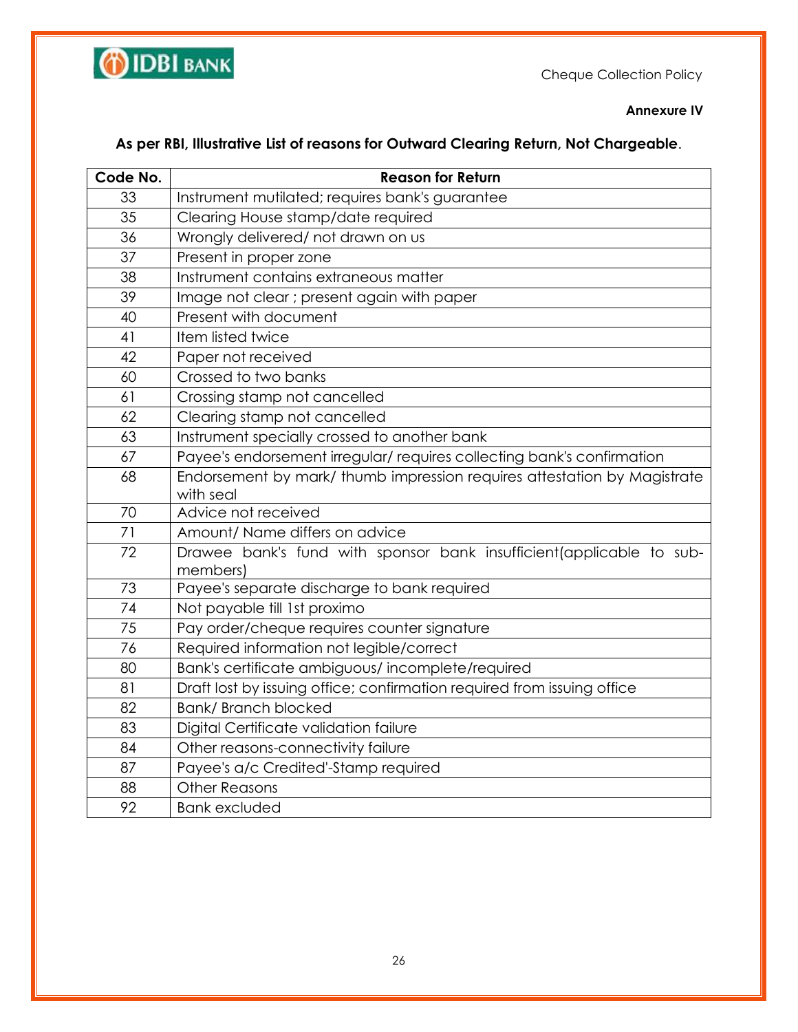**Annexure IV**

## As per RBI, Illustrative List of reasons for Outward Clearing Return, Not Chargeable.

| Code No. | Reason for Return |
|---|---|
| 33 | Instrument mutilated; requires bank's guarantee |
| 35 | Clearing House stamp/date required |
| 36 | Wrongly delivered/ not drawn on us |
| 37 | Present in proper zone |
| 38 | Instrument contains extraneous matter |
| 39 | Image not clear ; present again with paper |
| 40 | Present with document |
| 41 | Item listed twice |
| 42 | Paper not received |
| 60 | Crossed to two banks |
| 61 | Crossing stamp not cancelled |
| 62 | Clearing stamp not cancelled |
| 63 | Instrument specially crossed to another bank |
| 67 | Payee's endorsement irregular/ requires collecting bank's confirmation |
| 68 | Endorsement by mark/ thumb impression requires attestation by Magistrate with seal |
| 70 | Advice not received |
| 71 | Amount/ Name differs on advice |
| 72 | Drawee bank's fund with sponsor bank insufficient(applicable to sub-members) |
| 73 | Payee's separate discharge to bank required |
| 74 | Not payable till 1st proximo |
| 75 | Pay order/cheque requires counter signature |
| 76 | Required information not legible/correct |
| 80 | Bank's certificate ambiguous/ incomplete/required |
| 81 | Draft lost by issuing office; confirmation required from issuing office |
| 82 | Bank/ Branch blocked |
| 83 | Digital Certificate validation failure |
| 84 | Other reasons-connectivity failure |
| 87 | Payee's a/c Credited'-Stamp required |
| 88 | Other Reasons |
| 92 | Bank excluded |